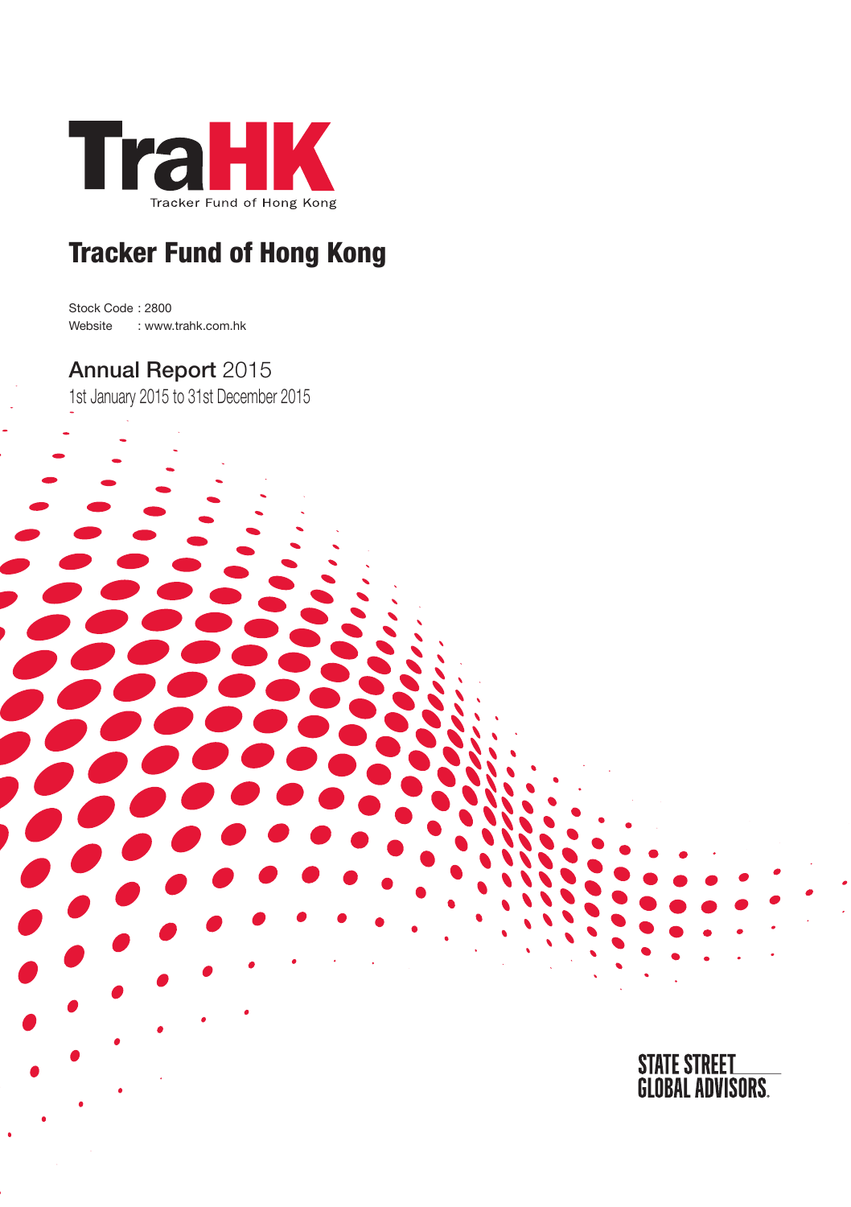TraHK

Tracker Fund of Hong Kong

# Tracker Fund of Hong Kong

Stock Code : 2800
Website : www.trahk.com.hk

## Annual Report 2015

1st January 2015 to 31st December 2015

STATE STREET GLOBAL ADVISORS.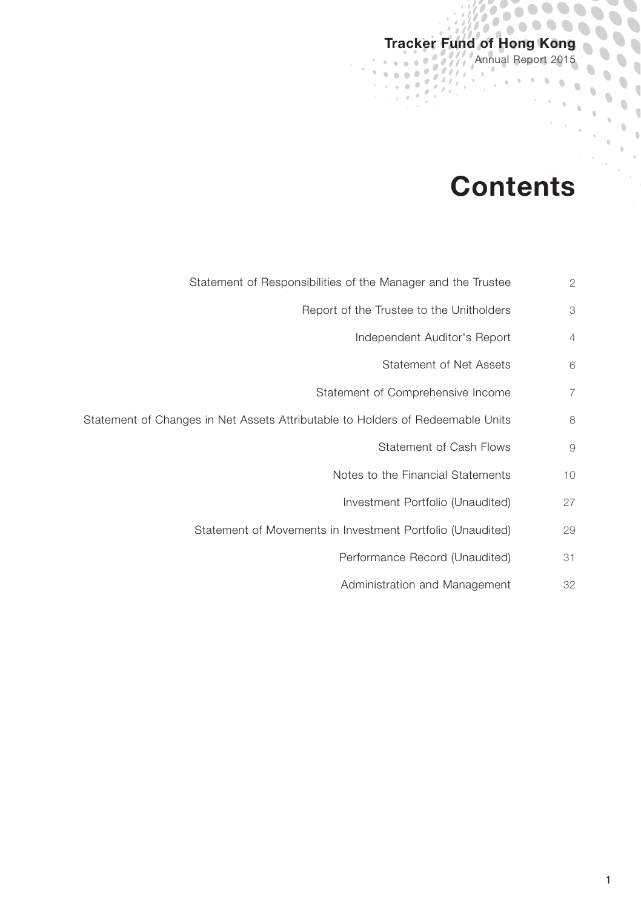# Contents

| | |
|---|---|
| Statement of Responsibilities of the Manager and the Trustee | 2 |
| Report of the Trustee to the Unitholders | 3 |
| Independent Auditor's Report | 4 |
| Statement of Net Assets | 6 |
| Statement of Comprehensive Income | 7 |
| Statement of Changes in Net Assets Attributable to Holders of Redeemable Units | 8 |
| Statement of Cash Flows | 9 |
| Notes to the Financial Statements | 10 |
| Investment Portfolio (Unaudited) | 27 |
| Statement of Movements in Investment Portfolio (Unaudited) | 29 |
| Performance Record (Unaudited) | 31 |
| Administration and Management | 32 |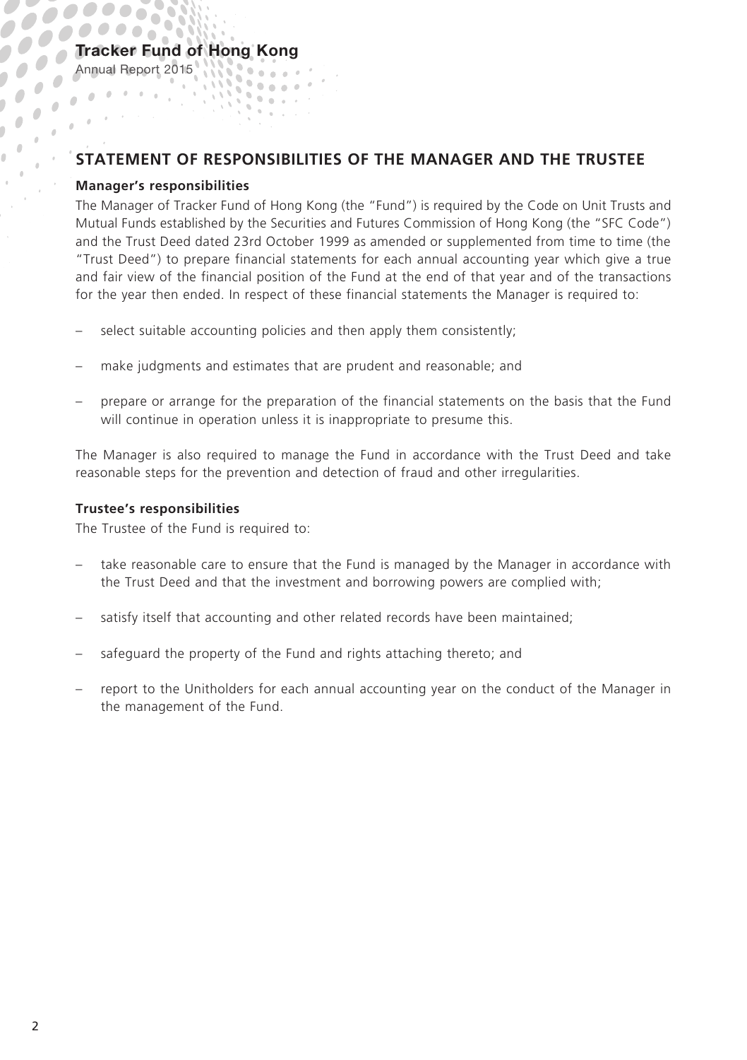# STATEMENT OF RESPONSIBILITIES OF THE MANAGER AND THE TRUSTEE

**Manager's responsibilities**

The Manager of Tracker Fund of Hong Kong (the "Fund") is required by the Code on Unit Trusts and Mutual Funds established by the Securities and Futures Commission of Hong Kong (the "SFC Code") and the Trust Deed dated 23rd October 1999 as amended or supplemented from time to time (the "Trust Deed") to prepare financial statements for each annual accounting year which give a true and fair view of the financial position of the Fund at the end of that year and of the transactions for the year then ended. In respect of these financial statements the Manager is required to:

– select suitable accounting policies and then apply them consistently;

– make judgments and estimates that are prudent and reasonable; and

– prepare or arrange for the preparation of the financial statements on the basis that the Fund will continue in operation unless it is inappropriate to presume this.

The Manager is also required to manage the Fund in accordance with the Trust Deed and take reasonable steps for the prevention and detection of fraud and other irregularities.

**Trustee's responsibilities**

The Trustee of the Fund is required to:

– take reasonable care to ensure that the Fund is managed by the Manager in accordance with the Trust Deed and that the investment and borrowing powers are complied with;

– satisfy itself that accounting and other related records have been maintained;

– safeguard the property of the Fund and rights attaching thereto; and

– report to the Unitholders for each annual accounting year on the conduct of the Manager in the management of the Fund.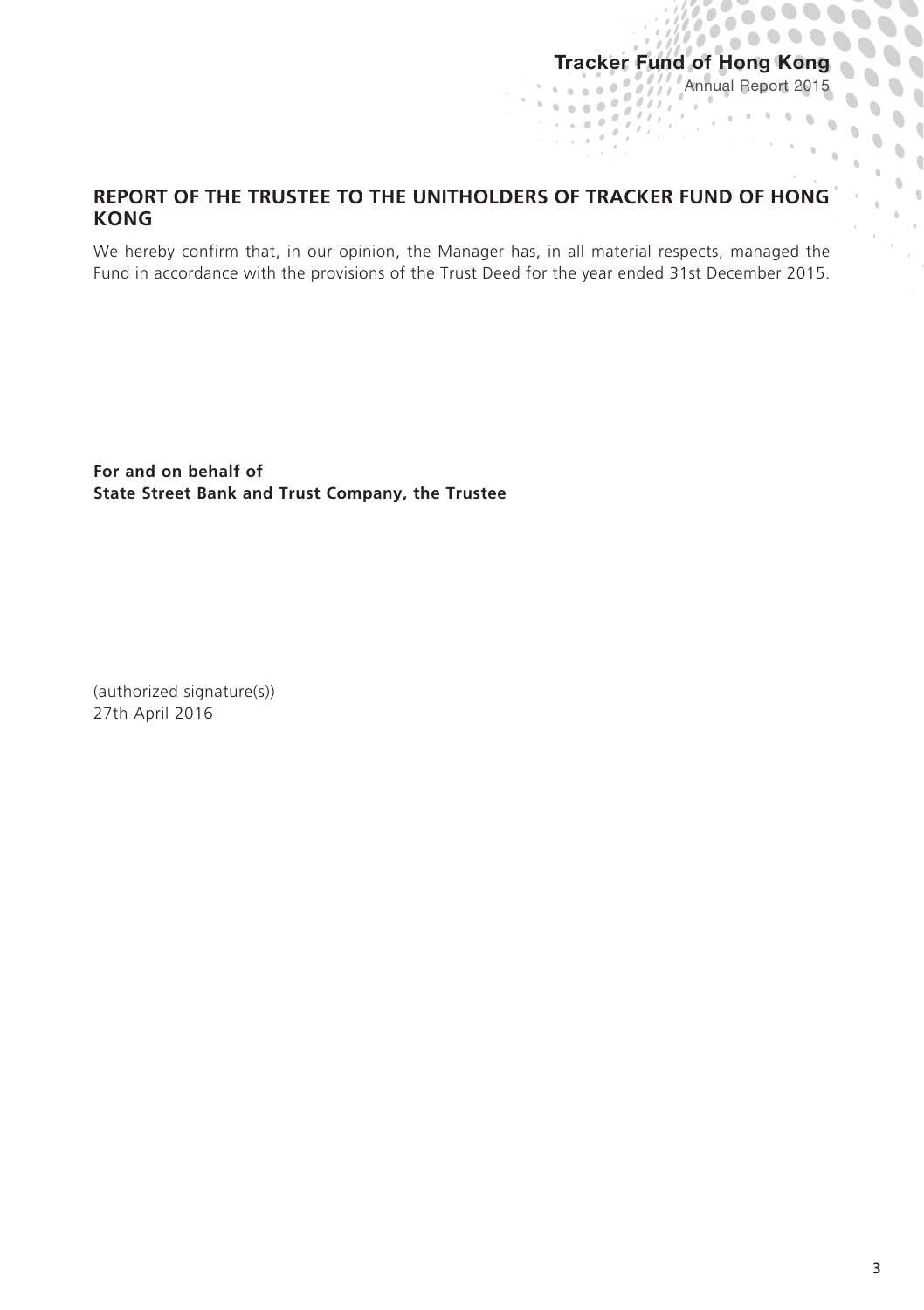## REPORT OF THE TRUSTEE TO THE UNITHOLDERS OF TRACKER FUND OF HONG KONG

We hereby confirm that, in our opinion, the Manager has, in all material respects, managed the Fund in accordance with the provisions of the Trust Deed for the year ended 31st December 2015.

**For and on behalf of**
**State Street Bank and Trust Company, the Trustee**

(authorized signature(s))
27th April 2016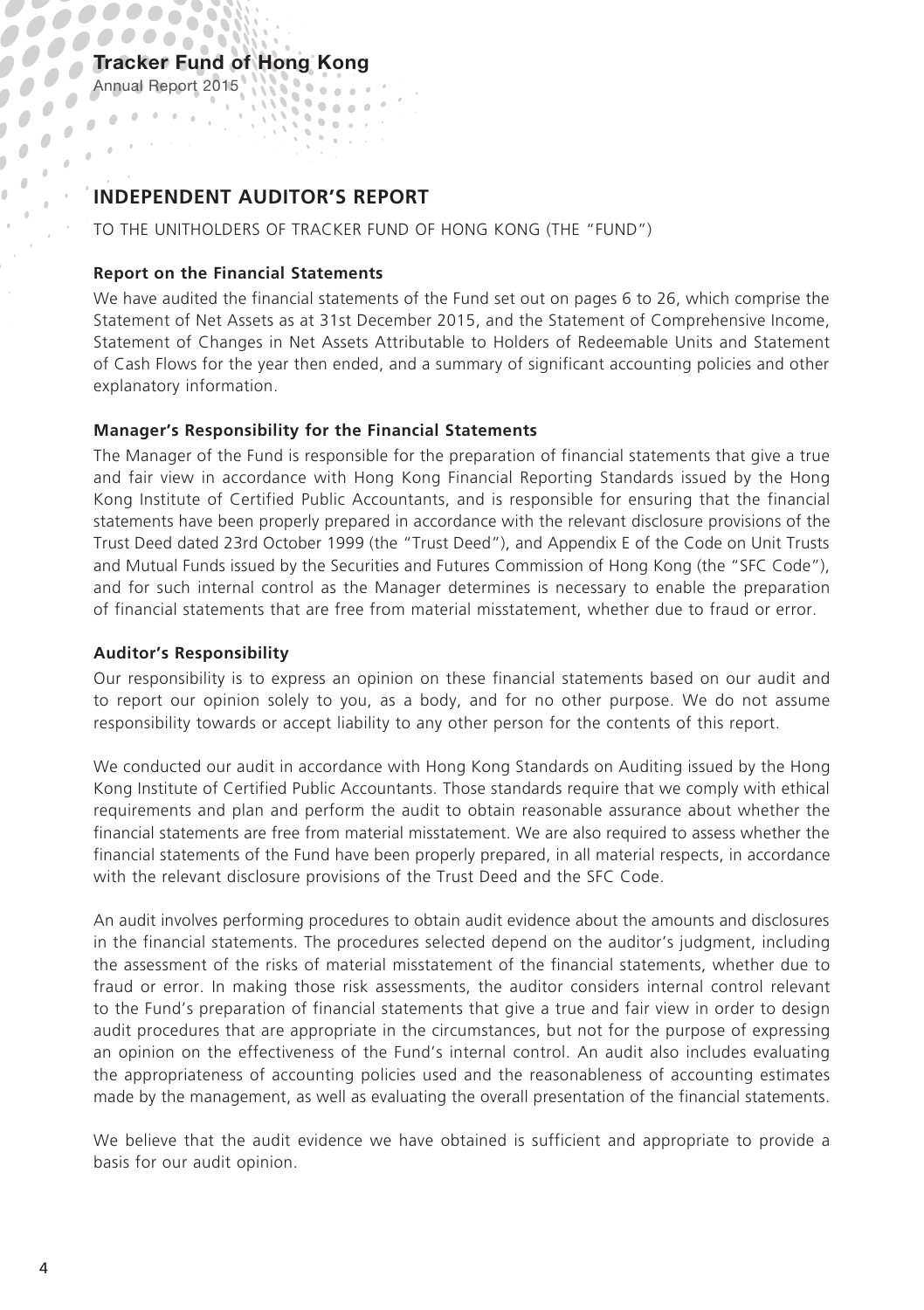## INDEPENDENT AUDITOR'S REPORT

TO THE UNITHOLDERS OF TRACKER FUND OF HONG KONG (THE "FUND")

### Report on the Financial Statements

We have audited the financial statements of the Fund set out on pages 6 to 26, which comprise the Statement of Net Assets as at 31st December 2015, and the Statement of Comprehensive Income, Statement of Changes in Net Assets Attributable to Holders of Redeemable Units and Statement of Cash Flows for the year then ended, and a summary of significant accounting policies and other explanatory information.

### Manager's Responsibility for the Financial Statements

The Manager of the Fund is responsible for the preparation of financial statements that give a true and fair view in accordance with Hong Kong Financial Reporting Standards issued by the Hong Kong Institute of Certified Public Accountants, and is responsible for ensuring that the financial statements have been properly prepared in accordance with the relevant disclosure provisions of the Trust Deed dated 23rd October 1999 (the "Trust Deed"), and Appendix E of the Code on Unit Trusts and Mutual Funds issued by the Securities and Futures Commission of Hong Kong (the "SFC Code"), and for such internal control as the Manager determines is necessary to enable the preparation of financial statements that are free from material misstatement, whether due to fraud or error.

### Auditor's Responsibility

Our responsibility is to express an opinion on these financial statements based on our audit and to report our opinion solely to you, as a body, and for no other purpose. We do not assume responsibility towards or accept liability to any other person for the contents of this report.

We conducted our audit in accordance with Hong Kong Standards on Auditing issued by the Hong Kong Institute of Certified Public Accountants. Those standards require that we comply with ethical requirements and plan and perform the audit to obtain reasonable assurance about whether the financial statements are free from material misstatement. We are also required to assess whether the financial statements of the Fund have been properly prepared, in all material respects, in accordance with the relevant disclosure provisions of the Trust Deed and the SFC Code.

An audit involves performing procedures to obtain audit evidence about the amounts and disclosures in the financial statements. The procedures selected depend on the auditor's judgment, including the assessment of the risks of material misstatement of the financial statements, whether due to fraud or error. In making those risk assessments, the auditor considers internal control relevant to the Fund's preparation of financial statements that give a true and fair view in order to design audit procedures that are appropriate in the circumstances, but not for the purpose of expressing an opinion on the effectiveness of the Fund's internal control. An audit also includes evaluating the appropriateness of accounting policies used and the reasonableness of accounting estimates made by the management, as well as evaluating the overall presentation of the financial statements.

We believe that the audit evidence we have obtained is sufficient and appropriate to provide a basis for our audit opinion.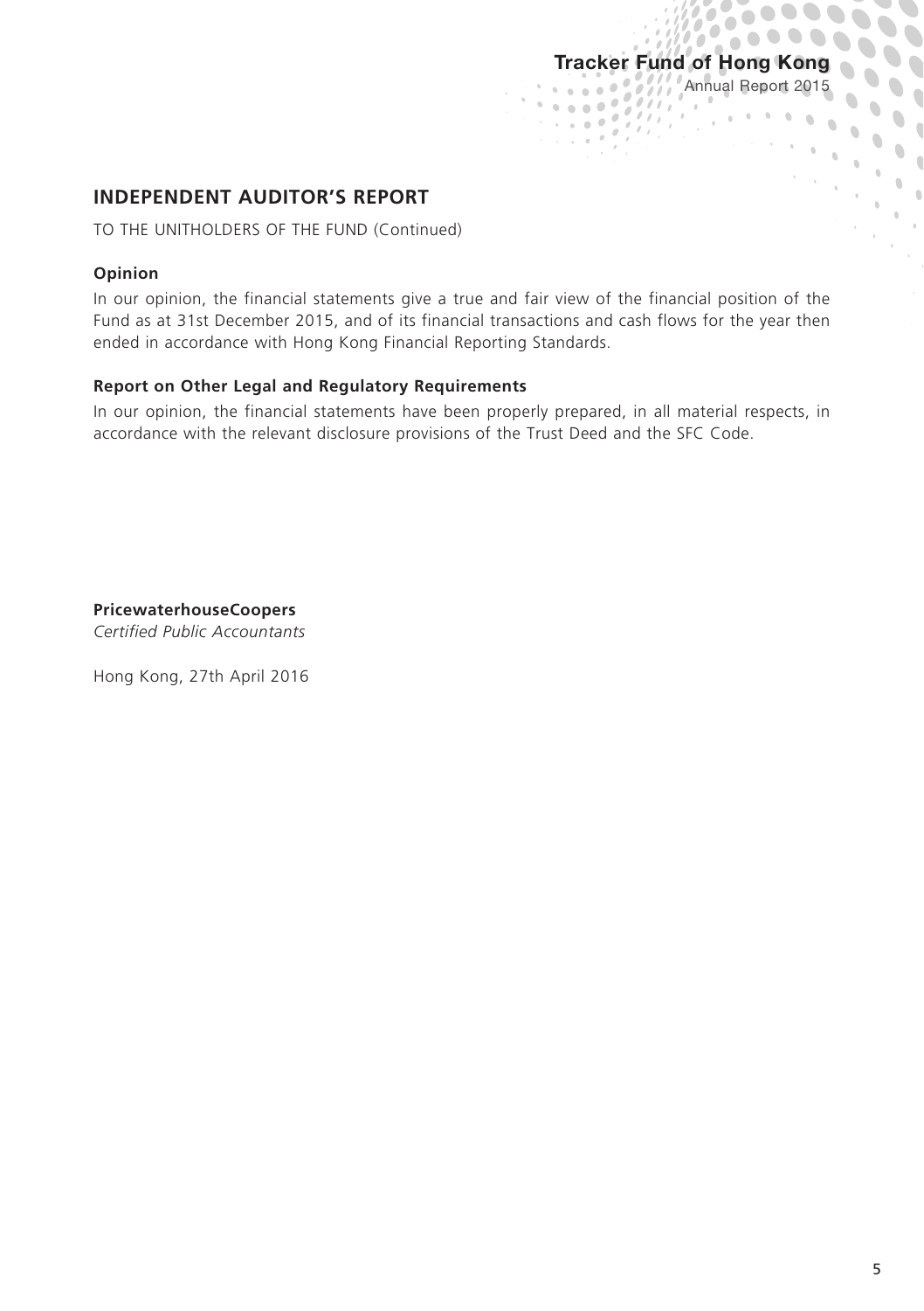## INDEPENDENT AUDITOR'S REPORT

TO THE UNITHOLDERS OF THE FUND (Continued)

### Opinion

In our opinion, the financial statements give a true and fair view of the financial position of the Fund as at 31st December 2015, and of its financial transactions and cash flows for the year then ended in accordance with Hong Kong Financial Reporting Standards.

### Report on Other Legal and Regulatory Requirements

In our opinion, the financial statements have been properly prepared, in all material respects, in accordance with the relevant disclosure provisions of the Trust Deed and the SFC Code.

**PricewaterhouseCoopers**
*Certified Public Accountants*

Hong Kong, 27th April 2016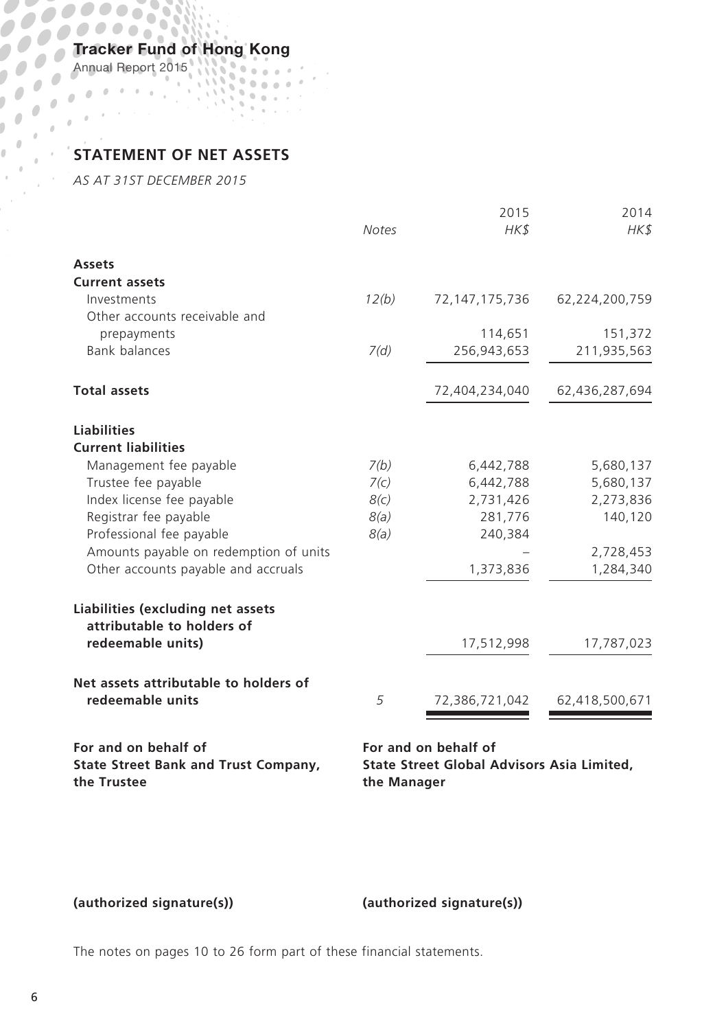## STATEMENT OF NET ASSETS

*AS AT 31ST DECEMBER 2015*

| | *Notes* | 2015 *HK$* | 2014 *HK$* |
|---|---|---|---|
| **Assets** | | | |
| **Current assets** | | | |
| Investments | *12(b)* | 72,147,175,736 | 62,224,200,759 |
| Other accounts receivable and prepayments | | 114,651 | 151,372 |
| Bank balances | *7(d)* | 256,943,653 | 211,935,563 |
| **Total assets** | | 72,404,234,040 | 62,436,287,694 |
| **Liabilities** | | | |
| **Current liabilities** | | | |
| Management fee payable | *7(b)* | 6,442,788 | 5,680,137 |
| Trustee fee payable | *7(c)* | 6,442,788 | 5,680,137 |
| Index license fee payable | *8(c)* | 2,731,426 | 2,273,836 |
| Registrar fee payable | *8(a)* | 281,776 | 140,120 |
| Professional fee payable | *8(a)* | 240,384 | |
| Amounts payable on redemption of units | | – | 2,728,453 |
| Other accounts payable and accruals | | 1,373,836 | 1,284,340 |
| **Liabilities (excluding net assets attributable to holders of redeemable units)** | | 17,512,998 | 17,787,023 |
| **Net assets attributable to holders of redeemable units** | 5 | 72,386,721,042 | 62,418,500,671 |

**For and on behalf of**
**State Street Bank and Trust Company,**
**the Trustee**

**For and on behalf of**
**State Street Global Advisors Asia Limited,**
**the Manager**

**(authorized signature(s))**

**(authorized signature(s))**

The notes on pages 10 to 26 form part of these financial statements.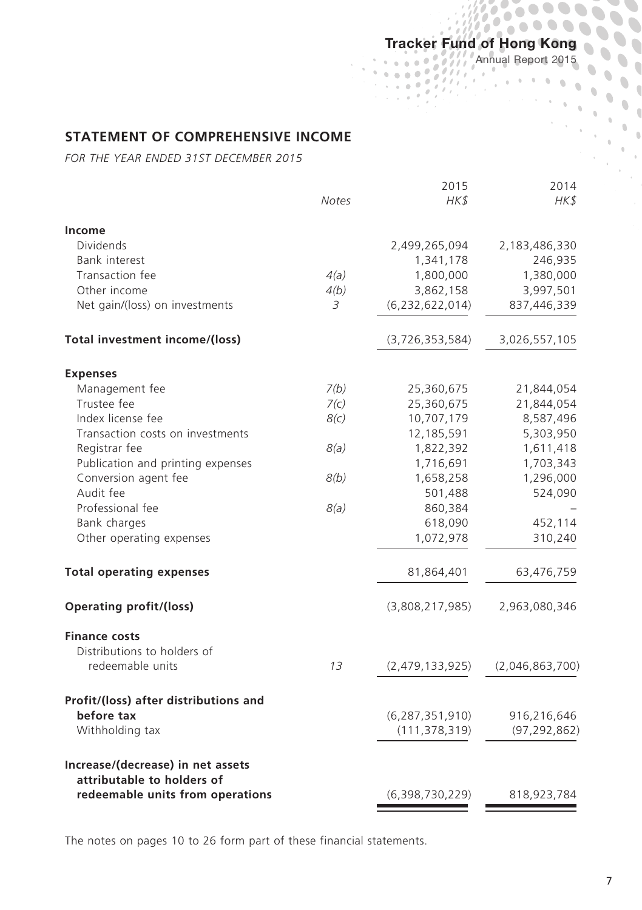## STATEMENT OF COMPREHENSIVE INCOME

*FOR THE YEAR ENDED 31ST DECEMBER 2015*

| | *Notes* | 2015 *HK$* | 2014 *HK$* |
|---|---|---|---|
| **Income** | | | |
| Dividends | | 2,499,265,094 | 2,183,486,330 |
| Bank interest | | 1,341,178 | 246,935 |
| Transaction fee | *4(a)* | 1,800,000 | 1,380,000 |
| Other income | *4(b)* | 3,862,158 | 3,997,501 |
| Net gain/(loss) on investments | *3* | (6,232,622,014) | 837,446,339 |
| **Total investment income/(loss)** | | (3,726,353,584) | 3,026,557,105 |
| **Expenses** | | | |
| Management fee | *7(b)* | 25,360,675 | 21,844,054 |
| Trustee fee | *7(c)* | 25,360,675 | 21,844,054 |
| Index license fee | *8(c)* | 10,707,179 | 8,587,496 |
| Transaction costs on investments | | 12,185,591 | 5,303,950 |
| Registrar fee | *8(a)* | 1,822,392 | 1,611,418 |
| Publication and printing expenses | | 1,716,691 | 1,703,343 |
| Conversion agent fee | *8(b)* | 1,658,258 | 1,296,000 |
| Audit fee | | 501,488 | 524,090 |
| Professional fee | *8(a)* | 860,384 | – |
| Bank charges | | 618,090 | 452,114 |
| Other operating expenses | | 1,072,978 | 310,240 |
| **Total operating expenses** | | 81,864,401 | 63,476,759 |
| **Operating profit/(loss)** | | (3,808,217,985) | 2,963,080,346 |
| **Finance costs** | | | |
| Distributions to holders of redeemable units | 13 | (2,479,133,925) | (2,046,863,700) |
| **Profit/(loss) after distributions and before tax** | | (6,287,351,910) | 916,216,646 |
| Withholding tax | | (111,378,319) | (97,292,862) |
| **Increase/(decrease) in net assets attributable to holders of redeemable units from operations** | | (6,398,730,229) | 818,923,784 |

The notes on pages 10 to 26 form part of these financial statements.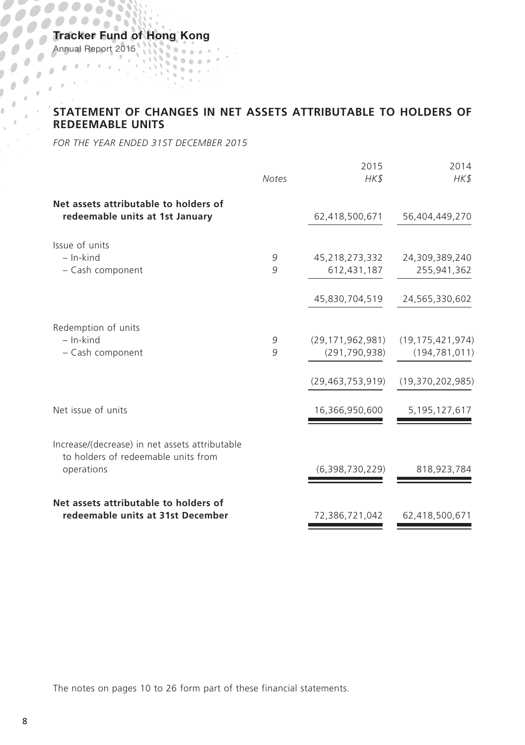## STATEMENT OF CHANGES IN NET ASSETS ATTRIBUTABLE TO HOLDERS OF REDEEMABLE UNITS

*FOR THE YEAR ENDED 31ST DECEMBER 2015*

| | *Notes* | 2015 *HK$* | 2014 *HK$* |
|---|---|---|---|
| **Net assets attributable to holders of redeemable units at 1st January** | | 62,418,500,671 | 56,404,449,270 |
| Issue of units | | | |
| – In-kind | 9 | 45,218,273,332 | 24,309,389,240 |
| – Cash component | 9 | 612,431,187 | 255,941,362 |
| | | 45,830,704,519 | 24,565,330,602 |
| Redemption of units | | | |
| – In-kind | 9 | (29,171,962,981) | (19,175,421,974) |
| – Cash component | 9 | (291,790,938) | (194,781,011) |
| | | (29,463,753,919) | (19,370,202,985) |
| Net issue of units | | 16,366,950,600 | 5,195,127,617 |
| Increase/(decrease) in net assets attributable to holders of redeemable units from operations | | (6,398,730,229) | 818,923,784 |
| **Net assets attributable to holders of redeemable units at 31st December** | | 72,386,721,042 | 62,418,500,671 |

The notes on pages 10 to 26 form part of these financial statements.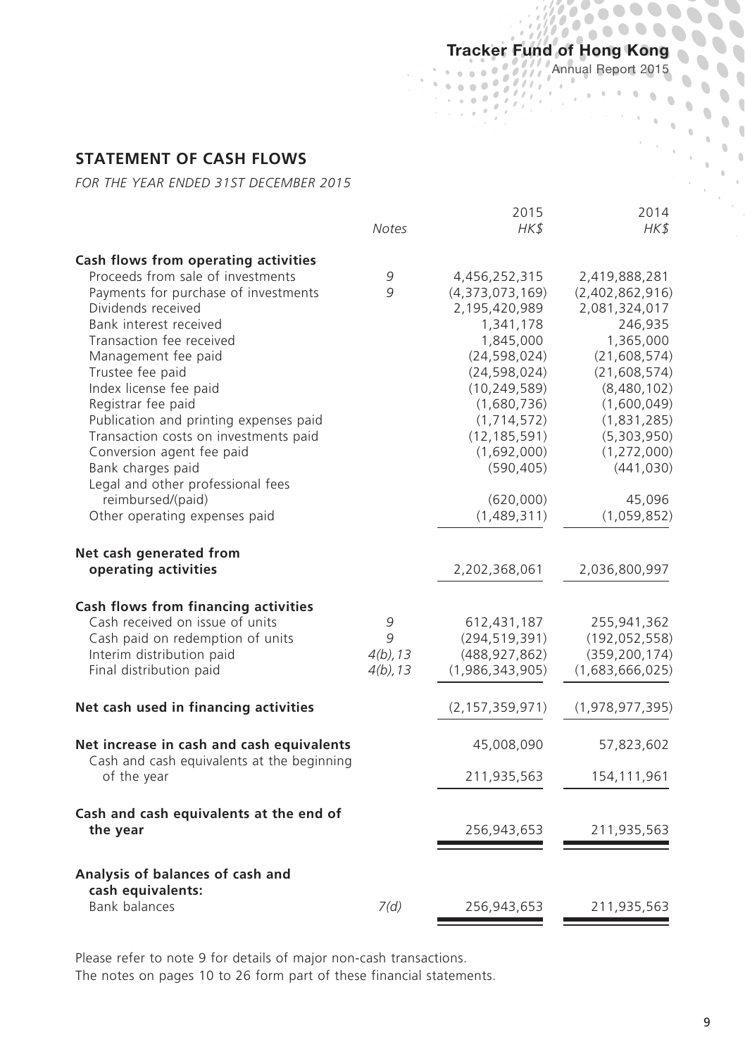## STATEMENT OF CASH FLOWS

*FOR THE YEAR ENDED 31ST DECEMBER 2015*

| | *Notes* | 2015 *HK$* | 2014 *HK$* |
|---|---|---|---|
| **Cash flows from operating activities** | | | |
| Proceeds from sale of investments | 9 | 4,456,252,315 | 2,419,888,281 |
| Payments for purchase of investments | 9 | (4,373,073,169) | (2,402,862,916) |
| Dividends received | | 2,195,420,989 | 2,081,324,017 |
| Bank interest received | | 1,341,178 | 246,935 |
| Transaction fee received | | 1,845,000 | 1,365,000 |
| Management fee paid | | (24,598,024) | (21,608,574) |
| Trustee fee paid | | (24,598,024) | (21,608,574) |
| Index license fee paid | | (10,249,589) | (8,480,102) |
| Registrar fee paid | | (1,680,736) | (1,600,049) |
| Publication and printing expenses paid | | (1,714,572) | (1,831,285) |
| Transaction costs on investments paid | | (12,185,591) | (5,303,950) |
| Conversion agent fee paid | | (1,692,000) | (1,272,000) |
| Bank charges paid | | (590,405) | (441,030) |
| Legal and other professional fees reimbursed/(paid) | | (620,000) | 45,096 |
| Other operating expenses paid | | (1,489,311) | (1,059,852) |
| **Net cash generated from operating activities** | | 2,202,368,061 | 2,036,800,997 |
| **Cash flows from financing activities** | | | |
| Cash received on issue of units | 9 | 612,431,187 | 255,941,362 |
| Cash paid on redemption of units | 9 | (294,519,391) | (192,052,558) |
| Interim distribution paid | 4(b), 13 | (488,927,862) | (359,200,174) |
| Final distribution paid | 4(b), 13 | (1,986,343,905) | (1,683,666,025) |
| **Net cash used in financing activities** | | (2,157,359,971) | (1,978,977,395) |
| **Net increase in cash and cash equivalents** | | 45,008,090 | 57,823,602 |
| Cash and cash equivalents at the beginning of the year | | 211,935,563 | 154,111,961 |
| **Cash and cash equivalents at the end of the year** | | 256,943,653 | 211,935,563 |
| **Analysis of balances of cash and cash equivalents:** | | | |
| Bank balances | 7(d) | 256,943,653 | 211,935,563 |

Please refer to note 9 for details of major non-cash transactions.

The notes on pages 10 to 26 form part of these financial statements.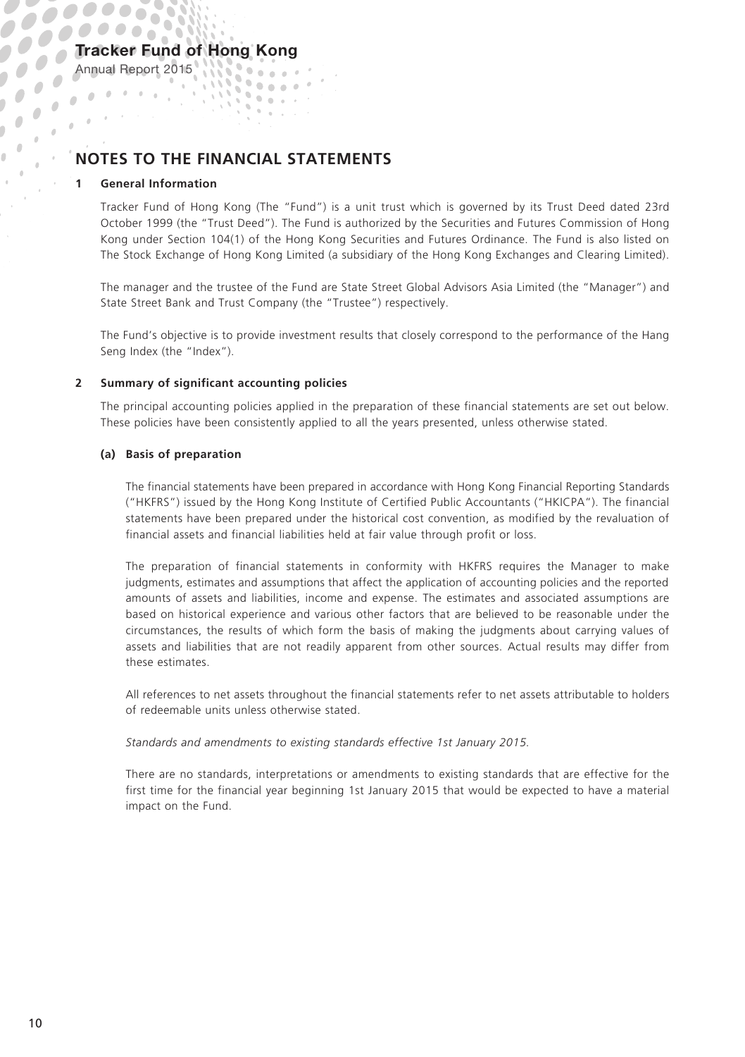# NOTES TO THE FINANCIAL STATEMENTS

## 1 General Information

Tracker Fund of Hong Kong (The "Fund") is a unit trust which is governed by its Trust Deed dated 23rd October 1999 (the "Trust Deed"). The Fund is authorized by the Securities and Futures Commission of Hong Kong under Section 104(1) of the Hong Kong Securities and Futures Ordinance. The Fund is also listed on The Stock Exchange of Hong Kong Limited (a subsidiary of the Hong Kong Exchanges and Clearing Limited).

The manager and the trustee of the Fund are State Street Global Advisors Asia Limited (the "Manager") and State Street Bank and Trust Company (the "Trustee") respectively.

The Fund's objective is to provide investment results that closely correspond to the performance of the Hang Seng Index (the "Index").

## 2 Summary of significant accounting policies

The principal accounting policies applied in the preparation of these financial statements are set out below. These policies have been consistently applied to all the years presented, unless otherwise stated.

### (a) Basis of preparation

The financial statements have been prepared in accordance with Hong Kong Financial Reporting Standards ("HKFRS") issued by the Hong Kong Institute of Certified Public Accountants ("HKICPA"). The financial statements have been prepared under the historical cost convention, as modified by the revaluation of financial assets and financial liabilities held at fair value through profit or loss.

The preparation of financial statements in conformity with HKFRS requires the Manager to make judgments, estimates and assumptions that affect the application of accounting policies and the reported amounts of assets and liabilities, income and expense. The estimates and associated assumptions are based on historical experience and various other factors that are believed to be reasonable under the circumstances, the results of which form the basis of making the judgments about carrying values of assets and liabilities that are not readily apparent from other sources. Actual results may differ from these estimates.

All references to net assets throughout the financial statements refer to net assets attributable to holders of redeemable units unless otherwise stated.

*Standards and amendments to existing standards effective 1st January 2015.*

There are no standards, interpretations or amendments to existing standards that are effective for the first time for the financial year beginning 1st January 2015 that would be expected to have a material impact on the Fund.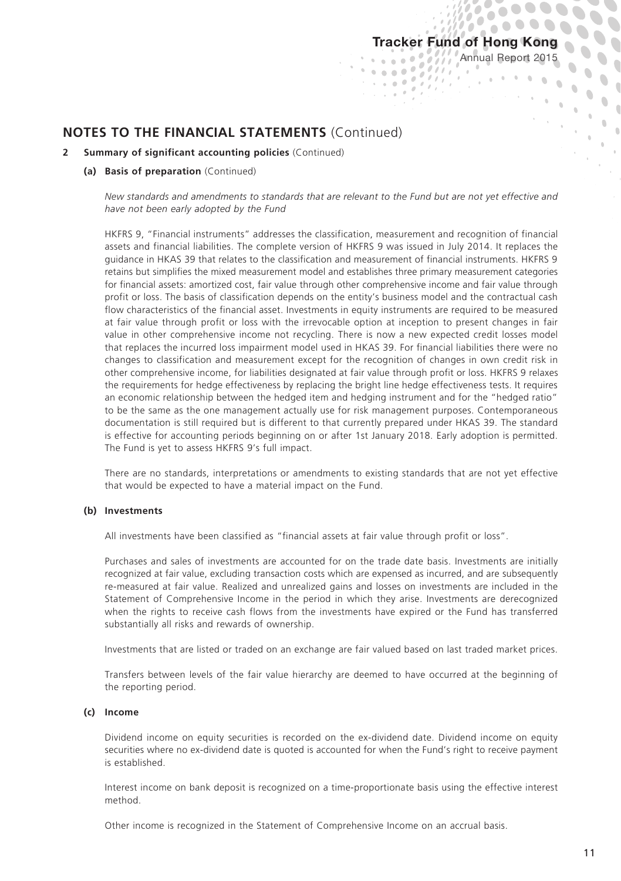## NOTES TO THE FINANCIAL STATEMENTS (Continued)

### 2 Summary of significant accounting policies (Continued)

#### (a) Basis of preparation (Continued)

*New standards and amendments to standards that are relevant to the Fund but are not yet effective and have not been early adopted by the Fund*

HKFRS 9, "Financial instruments" addresses the classification, measurement and recognition of financial assets and financial liabilities. The complete version of HKFRS 9 was issued in July 2014. It replaces the guidance in HKAS 39 that relates to the classification and measurement of financial instruments. HKFRS 9 retains but simplifies the mixed measurement model and establishes three primary measurement categories for financial assets: amortized cost, fair value through other comprehensive income and fair value through profit or loss. The basis of classification depends on the entity's business model and the contractual cash flow characteristics of the financial asset. Investments in equity instruments are required to be measured at fair value through profit or loss with the irrevocable option at inception to present changes in fair value in other comprehensive income not recycling. There is now a new expected credit losses model that replaces the incurred loss impairment model used in HKAS 39. For financial liabilities there were no changes to classification and measurement except for the recognition of changes in own credit risk in other comprehensive income, for liabilities designated at fair value through profit or loss. HKFRS 9 relaxes the requirements for hedge effectiveness by replacing the bright line hedge effectiveness tests. It requires an economic relationship between the hedged item and hedging instrument and for the "hedged ratio" to be the same as the one management actually use for risk management purposes. Contemporaneous documentation is still required but is different to that currently prepared under HKAS 39. The standard is effective for accounting periods beginning on or after 1st January 2018. Early adoption is permitted. The Fund is yet to assess HKFRS 9's full impact.

There are no standards, interpretations or amendments to existing standards that are not yet effective that would be expected to have a material impact on the Fund.

#### (b) Investments

All investments have been classified as "financial assets at fair value through profit or loss".

Purchases and sales of investments are accounted for on the trade date basis. Investments are initially recognized at fair value, excluding transaction costs which are expensed as incurred, and are subsequently re-measured at fair value. Realized and unrealized gains and losses on investments are included in the Statement of Comprehensive Income in the period in which they arise. Investments are derecognized when the rights to receive cash flows from the investments have expired or the Fund has transferred substantially all risks and rewards of ownership.

Investments that are listed or traded on an exchange are fair valued based on last traded market prices.

Transfers between levels of the fair value hierarchy are deemed to have occurred at the beginning of the reporting period.

#### (c) Income

Dividend income on equity securities is recorded on the ex-dividend date. Dividend income on equity securities where no ex-dividend date is quoted is accounted for when the Fund's right to receive payment is established.

Interest income on bank deposit is recognized on a time-proportionate basis using the effective interest method.

Other income is recognized in the Statement of Comprehensive Income on an accrual basis.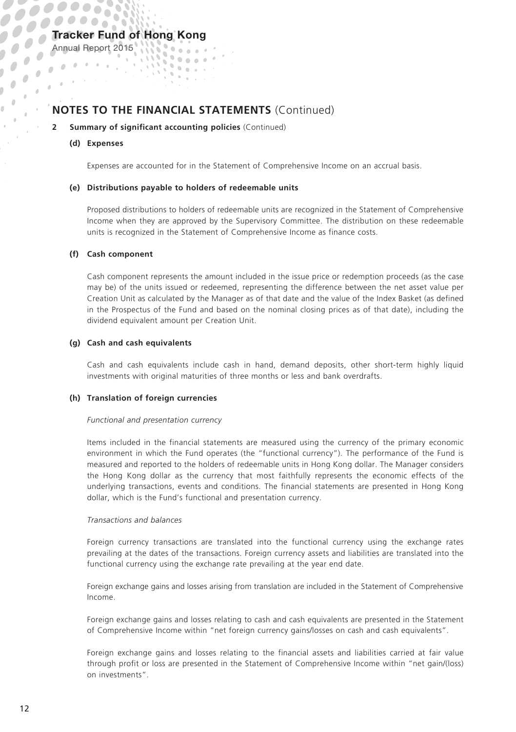## NOTES TO THE FINANCIAL STATEMENTS (Continued)

### 2 Summary of significant accounting policies (Continued)

#### (d) Expenses

Expenses are accounted for in the Statement of Comprehensive Income on an accrual basis.

#### (e) Distributions payable to holders of redeemable units

Proposed distributions to holders of redeemable units are recognized in the Statement of Comprehensive Income when they are approved by the Supervisory Committee. The distribution on these redeemable units is recognized in the Statement of Comprehensive Income as finance costs.

#### (f) Cash component

Cash component represents the amount included in the issue price or redemption proceeds (as the case may be) of the units issued or redeemed, representing the difference between the net asset value per Creation Unit as calculated by the Manager as of that date and the value of the Index Basket (as defined in the Prospectus of the Fund and based on the nominal closing prices as of that date), including the dividend equivalent amount per Creation Unit.

#### (g) Cash and cash equivalents

Cash and cash equivalents include cash in hand, demand deposits, other short-term highly liquid investments with original maturities of three months or less and bank overdrafts.

#### (h) Translation of foreign currencies

*Functional and presentation currency*

Items included in the financial statements are measured using the currency of the primary economic environment in which the Fund operates (the "functional currency"). The performance of the Fund is measured and reported to the holders of redeemable units in Hong Kong dollar. The Manager considers the Hong Kong dollar as the currency that most faithfully represents the economic effects of the underlying transactions, events and conditions. The financial statements are presented in Hong Kong dollar, which is the Fund's functional and presentation currency.

*Transactions and balances*

Foreign currency transactions are translated into the functional currency using the exchange rates prevailing at the dates of the transactions. Foreign currency assets and liabilities are translated into the functional currency using the exchange rate prevailing at the year end date.

Foreign exchange gains and losses arising from translation are included in the Statement of Comprehensive Income.

Foreign exchange gains and losses relating to cash and cash equivalents are presented in the Statement of Comprehensive Income within "net foreign currency gains/losses on cash and cash equivalents".

Foreign exchange gains and losses relating to the financial assets and liabilities carried at fair value through profit or loss are presented in the Statement of Comprehensive Income within "net gain/(loss) on investments".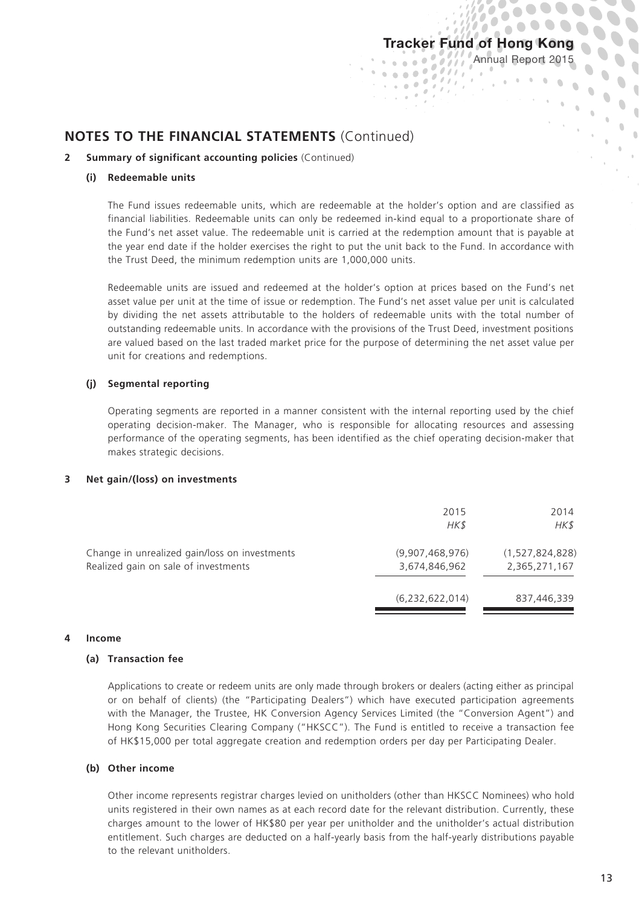## NOTES TO THE FINANCIAL STATEMENTS (Continued)

**2 Summary of significant accounting policies** (Continued)

**(i) Redeemable units**

The Fund issues redeemable units, which are redeemable at the holder's option and are classified as financial liabilities. Redeemable units can only be redeemed in-kind equal to a proportionate share of the Fund's net asset value. The redeemable unit is carried at the redemption amount that is payable at the year end date if the holder exercises the right to put the unit back to the Fund. In accordance with the Trust Deed, the minimum redemption units are 1,000,000 units.

Redeemable units are issued and redeemed at the holder's option at prices based on the Fund's net asset value per unit at the time of issue or redemption. The Fund's net asset value per unit is calculated by dividing the net assets attributable to the holders of redeemable units with the total number of outstanding redeemable units. In accordance with the provisions of the Trust Deed, investment positions are valued based on the last traded market price for the purpose of determining the net asset value per unit for creations and redemptions.

**(j) Segmental reporting**

Operating segments are reported in a manner consistent with the internal reporting used by the chief operating decision-maker. The Manager, who is responsible for allocating resources and assessing performance of the operating segments, has been identified as the chief operating decision-maker that makes strategic decisions.

**3 Net gain/(loss) on investments**

| | 2015 *HK$* | 2014 *HK$* |
|---|---|---|
| Change in unrealized gain/loss on investments | (9,907,468,976) | (1,527,824,828) |
| Realized gain on sale of investments | 3,674,846,962 | 2,365,271,167 |
| | (6,232,622,014) | 837,446,339 |

**4 Income**

**(a) Transaction fee**

Applications to create or redeem units are only made through brokers or dealers (acting either as principal or on behalf of clients) (the "Participating Dealers") which have executed participation agreements with the Manager, the Trustee, HK Conversion Agency Services Limited (the "Conversion Agent") and Hong Kong Securities Clearing Company ("HKSCC"). The Fund is entitled to receive a transaction fee of HK$15,000 per total aggregate creation and redemption orders per day per Participating Dealer.

**(b) Other income**

Other income represents registrar charges levied on unitholders (other than HKSCC Nominees) who hold units registered in their own names as at each record date for the relevant distribution. Currently, these charges amount to the lower of HK$80 per year per unitholder and the unitholder's actual distribution entitlement. Such charges are deducted on a half-yearly basis from the half-yearly distributions payable to the relevant unitholders.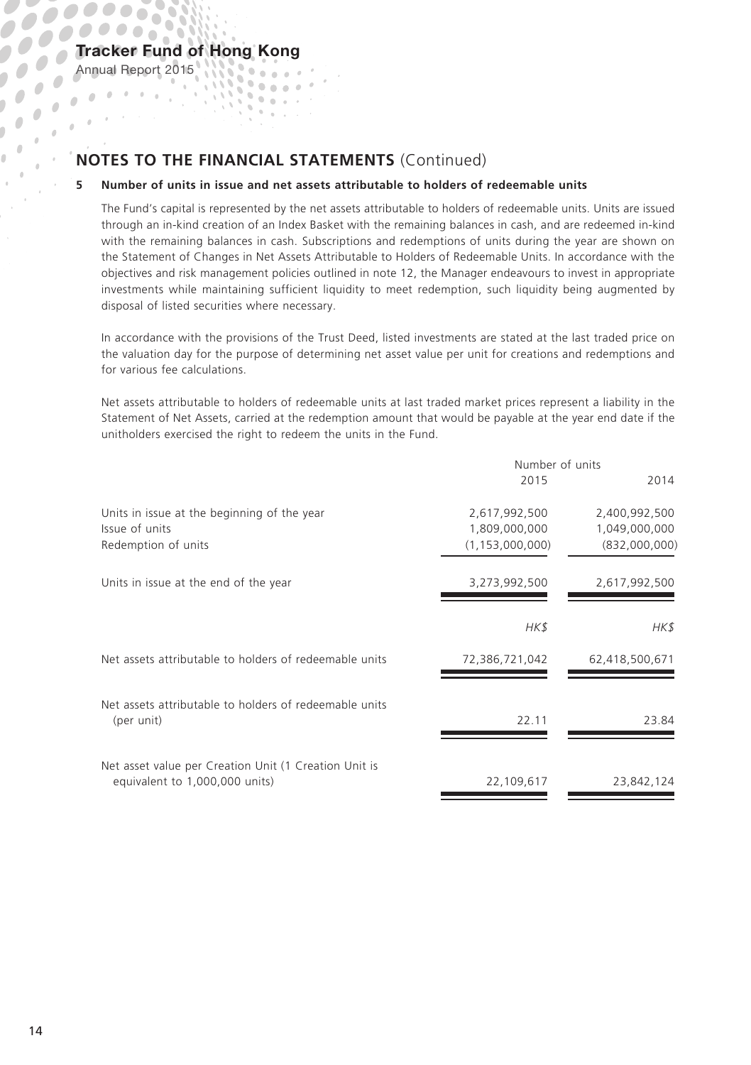## NOTES TO THE FINANCIAL STATEMENTS (Continued)

### 5 Number of units in issue and net assets attributable to holders of redeemable units

The Fund's capital is represented by the net assets attributable to holders of redeemable units. Units are issued through an in-kind creation of an Index Basket with the remaining balances in cash, and are redeemed in-kind with the remaining balances in cash. Subscriptions and redemptions of units during the year are shown on the Statement of Changes in Net Assets Attributable to Holders of Redeemable Units. In accordance with the objectives and risk management policies outlined in note 12, the Manager endeavours to invest in appropriate investments while maintaining sufficient liquidity to meet redemption, such liquidity being augmented by disposal of listed securities where necessary.

In accordance with the provisions of the Trust Deed, listed investments are stated at the last traded price on the valuation day for the purpose of determining net asset value per unit for creations and redemptions and for various fee calculations.

Net assets attributable to holders of redeemable units at last traded market prices represent a liability in the Statement of Net Assets, carried at the redemption amount that would be payable at the year end date if the unitholders exercised the right to redeem the units in the Fund.

| | Number of units | |
|---|---|---|
| | 2015 | 2014 |
| Units in issue at the beginning of the year | 2,617,992,500 | 2,400,992,500 |
| Issue of units | 1,809,000,000 | 1,049,000,000 |
| Redemption of units | (1,153,000,000) | (832,000,000) |
| Units in issue at the end of the year | 3,273,992,500 | 2,617,992,500 |
| | *HK$* | *HK$* |
| Net assets attributable to holders of redeemable units | 72,386,721,042 | 62,418,500,671 |
| Net assets attributable to holders of redeemable units (per unit) | 22.11 | 23.84 |
| Net asset value per Creation Unit (1 Creation Unit is equivalent to 1,000,000 units) | 22,109,617 | 23,842,124 |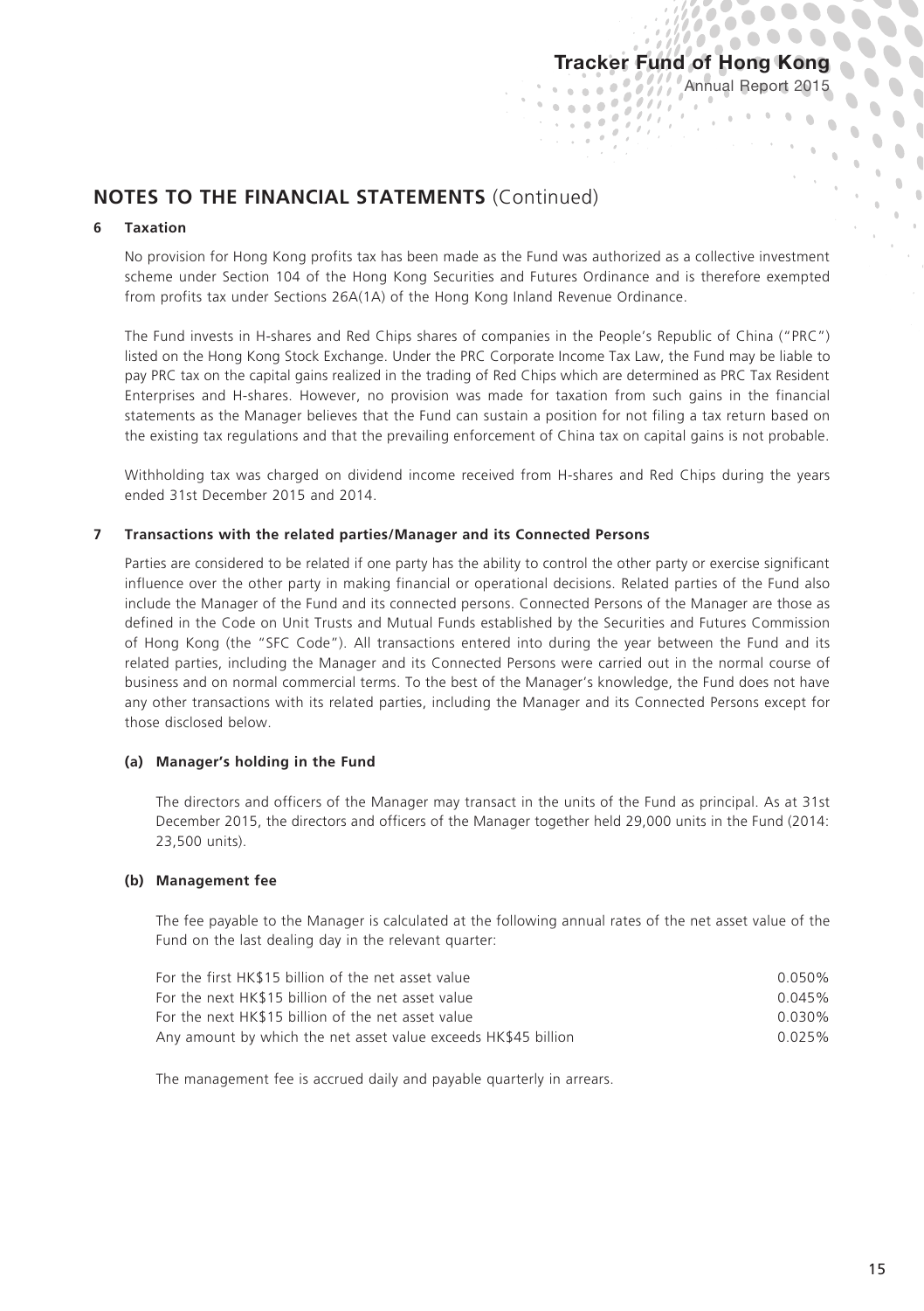## NOTES TO THE FINANCIAL STATEMENTS (Continued)

### 6 Taxation

No provision for Hong Kong profits tax has been made as the Fund was authorized as a collective investment scheme under Section 104 of the Hong Kong Securities and Futures Ordinance and is therefore exempted from profits tax under Sections 26A(1A) of the Hong Kong Inland Revenue Ordinance.

The Fund invests in H-shares and Red Chips shares of companies in the People's Republic of China ("PRC") listed on the Hong Kong Stock Exchange. Under the PRC Corporate Income Tax Law, the Fund may be liable to pay PRC tax on the capital gains realized in the trading of Red Chips which are determined as PRC Tax Resident Enterprises and H-shares. However, no provision was made for taxation from such gains in the financial statements as the Manager believes that the Fund can sustain a position for not filing a tax return based on the existing tax regulations and that the prevailing enforcement of China tax on capital gains is not probable.

Withholding tax was charged on dividend income received from H-shares and Red Chips during the years ended 31st December 2015 and 2014.

### 7 Transactions with the related parties/Manager and its Connected Persons

Parties are considered to be related if one party has the ability to control the other party or exercise significant influence over the other party in making financial or operational decisions. Related parties of the Fund also include the Manager of the Fund and its connected persons. Connected Persons of the Manager are those as defined in the Code on Unit Trusts and Mutual Funds established by the Securities and Futures Commission of Hong Kong (the "SFC Code"). All transactions entered into during the year between the Fund and its related parties, including the Manager and its Connected Persons were carried out in the normal course of business and on normal commercial terms. To the best of the Manager's knowledge, the Fund does not have any other transactions with its related parties, including the Manager and its Connected Persons except for those disclosed below.

#### (a) Manager's holding in the Fund

The directors and officers of the Manager may transact in the units of the Fund as principal. As at 31st December 2015, the directors and officers of the Manager together held 29,000 units in the Fund (2014: 23,500 units).

#### (b) Management fee

The fee payable to the Manager is calculated at the following annual rates of the net asset value of the Fund on the last dealing day in the relevant quarter:

| | |
|---|---|
| For the first HK$15 billion of the net asset value | 0.050% |
| For the next HK$15 billion of the net asset value | 0.045% |
| For the next HK$15 billion of the net asset value | 0.030% |
| Any amount by which the net asset value exceeds HK$45 billion | 0.025% |

The management fee is accrued daily and payable quarterly in arrears.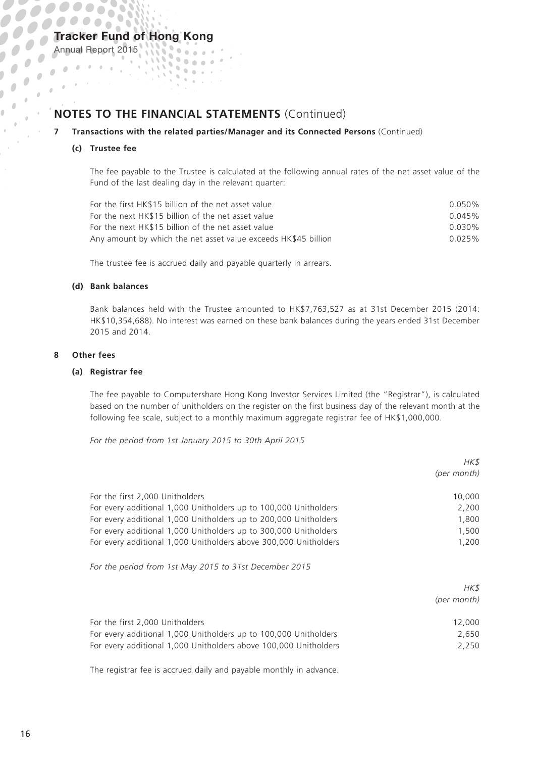## NOTES TO THE FINANCIAL STATEMENTS (Continued)

**7 Transactions with the related parties/Manager and its Connected Persons** (Continued)

**(c) Trustee fee**

The fee payable to the Trustee is calculated at the following annual rates of the net asset value of the Fund of the last dealing day in the relevant quarter:

| | |
|---|---|
| For the first HK$15 billion of the net asset value | 0.050% |
| For the next HK$15 billion of the net asset value | 0.045% |
| For the next HK$15 billion of the net asset value | 0.030% |
| Any amount by which the net asset value exceeds HK$45 billion | 0.025% |

The trustee fee is accrued daily and payable quarterly in arrears.

**(d) Bank balances**

Bank balances held with the Trustee amounted to HK$7,763,527 as at 31st December 2015 (2014: HK$10,354,688). No interest was earned on these bank balances during the years ended 31st December 2015 and 2014.

**8 Other fees**

**(a) Registrar fee**

The fee payable to Computershare Hong Kong Investor Services Limited (the "Registrar"), is calculated based on the number of unitholders on the register on the first business day of the relevant month at the following fee scale, subject to a monthly maximum aggregate registrar fee of HK$1,000,000.

*For the period from 1st January 2015 to 30th April 2015*

| | *HK$* *(per month)* |
|---|---|
| For the first 2,000 Unitholders | 10,000 |
| For every additional 1,000 Unitholders up to 100,000 Unitholders | 2,200 |
| For every additional 1,000 Unitholders up to 200,000 Unitholders | 1,800 |
| For every additional 1,000 Unitholders up to 300,000 Unitholders | 1,500 |
| For every additional 1,000 Unitholders above 300,000 Unitholders | 1,200 |

*For the period from 1st May 2015 to 31st December 2015*

| | *HK$* *(per month)* |
|---|---|
| For the first 2,000 Unitholders | 12,000 |
| For every additional 1,000 Unitholders up to 100,000 Unitholders | 2,650 |
| For every additional 1,000 Unitholders above 100,000 Unitholders | 2,250 |

The registrar fee is accrued daily and payable monthly in advance.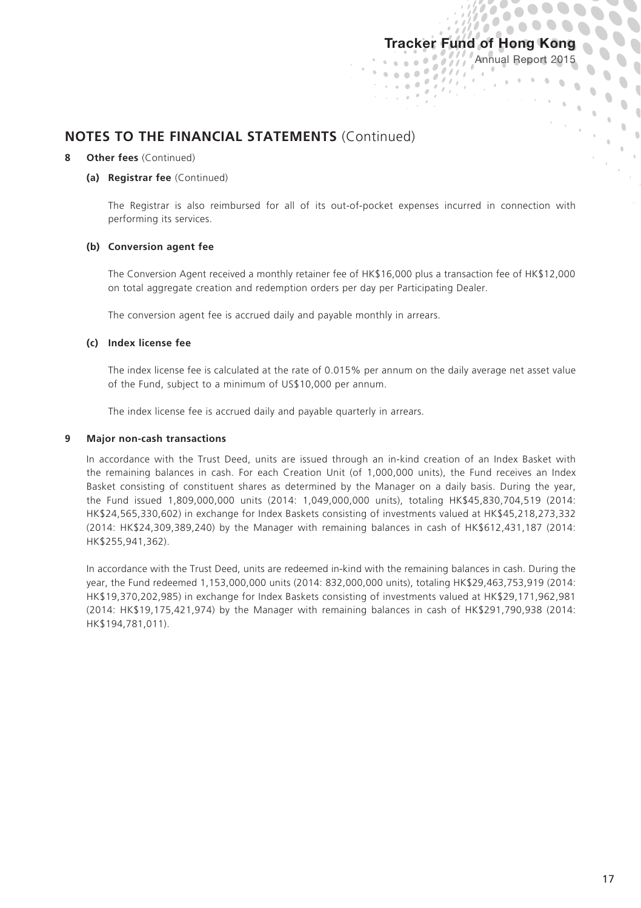## NOTES TO THE FINANCIAL STATEMENTS (Continued)

**8 Other fees** (Continued)

**(a) Registrar fee** (Continued)

The Registrar is also reimbursed for all of its out-of-pocket expenses incurred in connection with performing its services.

**(b) Conversion agent fee**

The Conversion Agent received a monthly retainer fee of HK$16,000 plus a transaction fee of HK$12,000 on total aggregate creation and redemption orders per day per Participating Dealer.

The conversion agent fee is accrued daily and payable monthly in arrears.

**(c) Index license fee**

The index license fee is calculated at the rate of 0.015% per annum on the daily average net asset value of the Fund, subject to a minimum of US$10,000 per annum.

The index license fee is accrued daily and payable quarterly in arrears.

**9 Major non-cash transactions**

In accordance with the Trust Deed, units are issued through an in-kind creation of an Index Basket with the remaining balances in cash. For each Creation Unit (of 1,000,000 units), the Fund receives an Index Basket consisting of constituent shares as determined by the Manager on a daily basis. During the year, the Fund issued 1,809,000,000 units (2014: 1,049,000,000 units), totaling HK$45,830,704,519 (2014: HK$24,565,330,602) in exchange for Index Baskets consisting of investments valued at HK$45,218,273,332 (2014: HK$24,309,389,240) by the Manager with remaining balances in cash of HK$612,431,187 (2014: HK$255,941,362).

In accordance with the Trust Deed, units are redeemed in-kind with the remaining balances in cash. During the year, the Fund redeemed 1,153,000,000 units (2014: 832,000,000 units), totaling HK$29,463,753,919 (2014: HK$19,370,202,985) in exchange for Index Baskets consisting of investments valued at HK$29,171,962,981 (2014: HK$19,175,421,974) by the Manager with remaining balances in cash of HK$291,790,938 (2014: HK$194,781,011).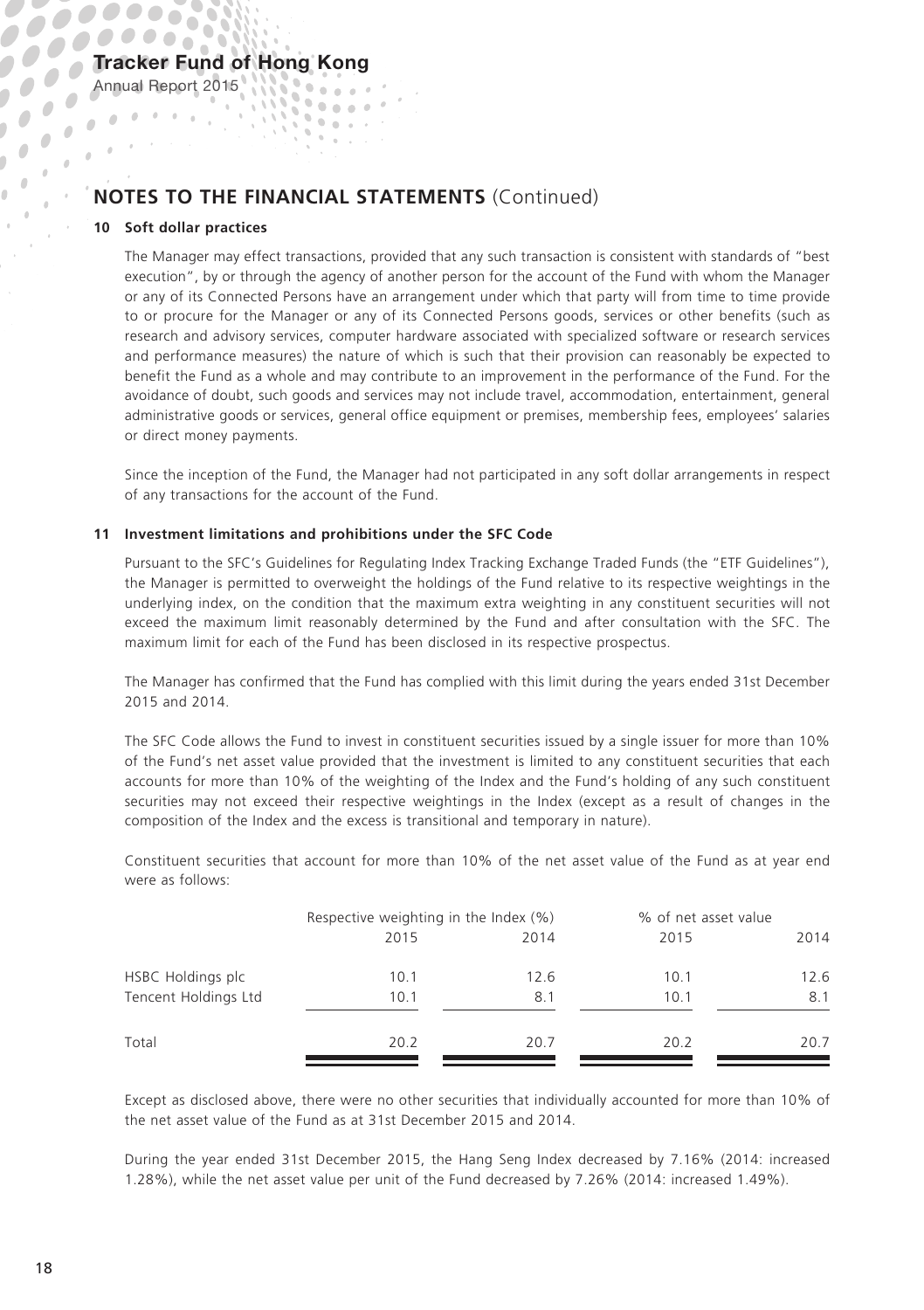## NOTES TO THE FINANCIAL STATEMENTS (Continued)

### 10 Soft dollar practices

The Manager may effect transactions, provided that any such transaction is consistent with standards of "best execution", by or through the agency of another person for the account of the Fund with whom the Manager or any of its Connected Persons have an arrangement under which that party will from time to time provide to or procure for the Manager or any of its Connected Persons goods, services or other benefits (such as research and advisory services, computer hardware associated with specialized software or research services and performance measures) the nature of which is such that their provision can reasonably be expected to benefit the Fund as a whole and may contribute to an improvement in the performance of the Fund. For the avoidance of doubt, such goods and services may not include travel, accommodation, entertainment, general administrative goods or services, general office equipment or premises, membership fees, employees' salaries or direct money payments.

Since the inception of the Fund, the Manager had not participated in any soft dollar arrangements in respect of any transactions for the account of the Fund.

### 11 Investment limitations and prohibitions under the SFC Code

Pursuant to the SFC's Guidelines for Regulating Index Tracking Exchange Traded Funds (the "ETF Guidelines"), the Manager is permitted to overweight the holdings of the Fund relative to its respective weightings in the underlying index, on the condition that the maximum extra weighting in any constituent securities will not exceed the maximum limit reasonably determined by the Fund and after consultation with the SFC. The maximum limit for each of the Fund has been disclosed in its respective prospectus.

The Manager has confirmed that the Fund has complied with this limit during the years ended 31st December 2015 and 2014.

The SFC Code allows the Fund to invest in constituent securities issued by a single issuer for more than 10% of the Fund's net asset value provided that the investment is limited to any constituent securities that each accounts for more than 10% of the weighting of the Index and the Fund's holding of any such constituent securities may not exceed their respective weightings in the Index (except as a result of changes in the composition of the Index and the excess is transitional and temporary in nature).

Constituent securities that account for more than 10% of the net asset value of the Fund as at year end were as follows:

| | Respective weighting in the Index (%) | | % of net asset value | |
|---|---|---|---|---|
| | 2015 | 2014 | 2015 | 2014 |
| HSBC Holdings plc | 10.1 | 12.6 | 10.1 | 12.6 |
| Tencent Holdings Ltd | 10.1 | 8.1 | 10.1 | 8.1 |
| Total | 20.2 | 20.7 | 20.2 | 20.7 |

Except as disclosed above, there were no other securities that individually accounted for more than 10% of the net asset value of the Fund as at 31st December 2015 and 2014.

During the year ended 31st December 2015, the Hang Seng Index decreased by 7.16% (2014: increased 1.28%), while the net asset value per unit of the Fund decreased by 7.26% (2014: increased 1.49%).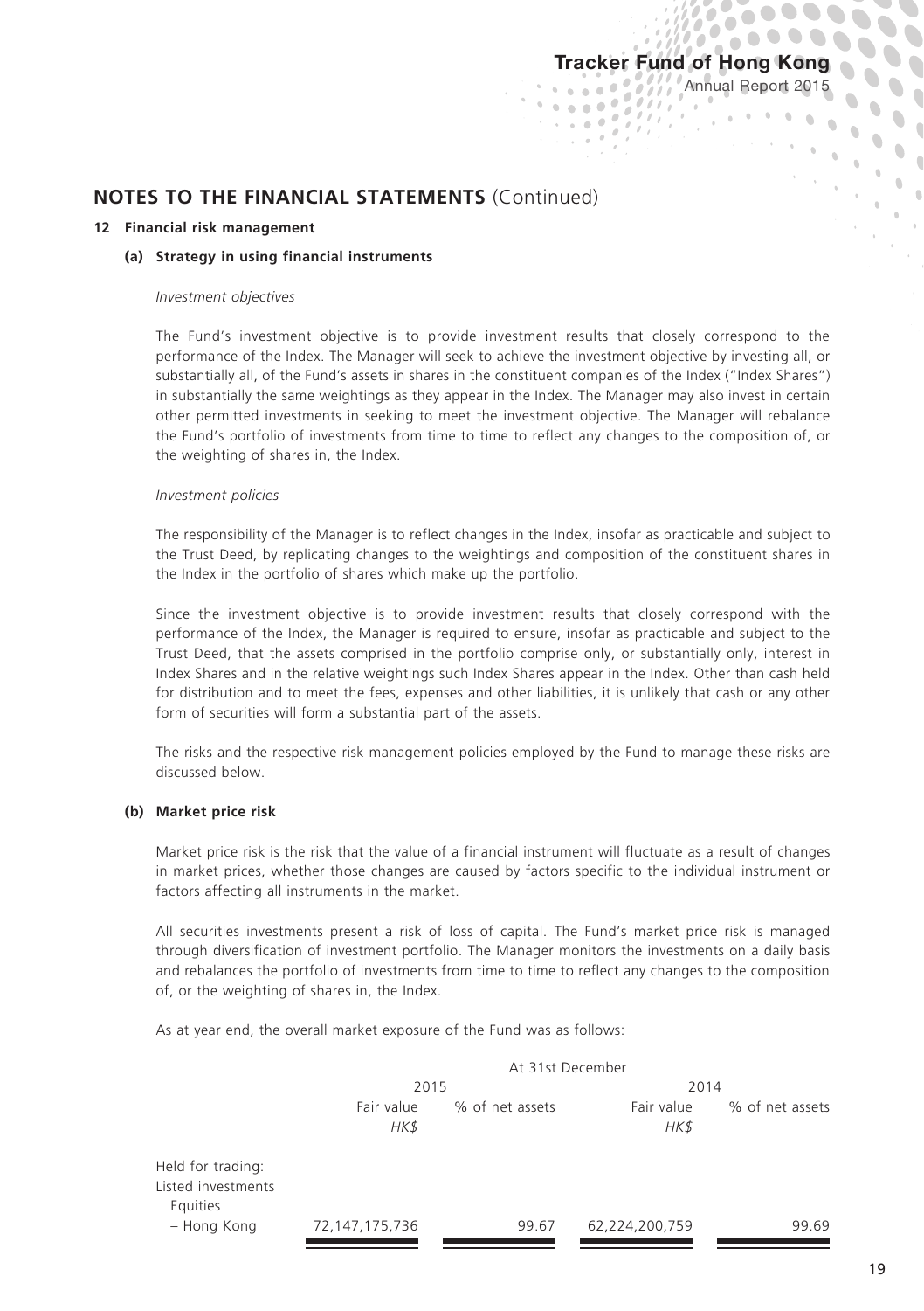## NOTES TO THE FINANCIAL STATEMENTS (Continued)

### 12 Financial risk management

#### (a) Strategy in using financial instruments

*Investment objectives*

The Fund's investment objective is to provide investment results that closely correspond to the performance of the Index. The Manager will seek to achieve the investment objective by investing all, or substantially all, of the Fund's assets in shares in the constituent companies of the Index ("Index Shares") in substantially the same weightings as they appear in the Index. The Manager may also invest in certain other permitted investments in seeking to meet the investment objective. The Manager will rebalance the Fund's portfolio of investments from time to time to reflect any changes to the composition of, or the weighting of shares in, the Index.

*Investment policies*

The responsibility of the Manager is to reflect changes in the Index, insofar as practicable and subject to the Trust Deed, by replicating changes to the weightings and composition of the constituent shares in the Index in the portfolio of shares which make up the portfolio.

Since the investment objective is to provide investment results that closely correspond with the performance of the Index, the Manager is required to ensure, insofar as practicable and subject to the Trust Deed, that the assets comprised in the portfolio comprise only, or substantially only, interest in Index Shares and in the relative weightings such Index Shares appear in the Index. Other than cash held for distribution and to meet the fees, expenses and other liabilities, it is unlikely that cash or any other form of securities will form a substantial part of the assets.

The risks and the respective risk management policies employed by the Fund to manage these risks are discussed below.

#### (b) Market price risk

Market price risk is the risk that the value of a financial instrument will fluctuate as a result of changes in market prices, whether those changes are caused by factors specific to the individual instrument or factors affecting all instruments in the market.

All securities investments present a risk of loss of capital. The Fund's market price risk is managed through diversification of investment portfolio. The Manager monitors the investments on a daily basis and rebalances the portfolio of investments from time to time to reflect any changes to the composition of, or the weighting of shares in, the Index.

As at year end, the overall market exposure of the Fund was as follows:

| | At 31st December | | | |
|---|---|---|---|---|
| | 2015 | | 2014 | |
| | Fair value *HK$* | % of net assets | Fair value *HK$* | % of net assets |
| Held for trading: | | | | |
| Listed investments | | | | |
| Equities | | | | |
| – Hong Kong | 72,147,175,736 | 99.67 | 62,224,200,759 | 99.69 |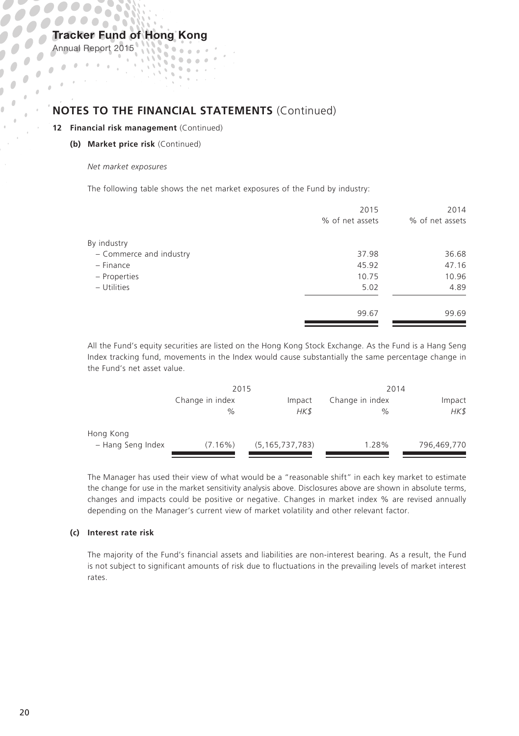## NOTES TO THE FINANCIAL STATEMENTS (Continued)

### 12 Financial risk management (Continued)

#### (b) Market price risk (Continued)

*Net market exposures*

The following table shows the net market exposures of the Fund by industry:

| | 2015<br>% of net assets | 2014<br>% of net assets |
|---|---|---|
| By industry | | |
| – Commerce and industry | 37.98 | 36.68 |
| – Finance | 45.92 | 47.16 |
| – Properties | 10.75 | 10.96 |
| – Utilities | 5.02 | 4.89 |
| | 99.67 | 99.69 |

All the Fund's equity securities are listed on the Hong Kong Stock Exchange. As the Fund is a Hang Seng Index tracking fund, movements in the Index would cause substantially the same percentage change in the Fund's net asset value.

| | 2015 | | 2014 | |
|---|---|---|---|---|
| | Change in index<br>% | Impact<br>*HK$* | Change in index<br>% | Impact<br>*HK$* |
| Hong Kong | | | | |
| – Hang Seng Index | (7.16%) | (5,165,737,783) | 1.28% | 796,469,770 |

The Manager has used their view of what would be a "reasonable shift" in each key market to estimate the change for use in the market sensitivity analysis above. Disclosures above are shown in absolute terms, changes and impacts could be positive or negative. Changes in market index % are revised annually depending on the Manager's current view of market volatility and other relevant factor.

#### (c) Interest rate risk

The majority of the Fund's financial assets and liabilities are non-interest bearing. As a result, the Fund is not subject to significant amounts of risk due to fluctuations in the prevailing levels of market interest rates.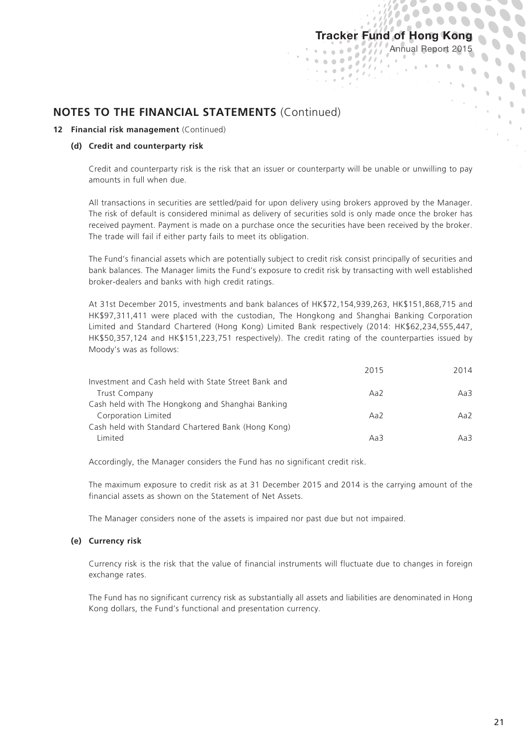## NOTES TO THE FINANCIAL STATEMENTS (Continued)

### 12 Financial risk management (Continued)

#### (d) Credit and counterparty risk

Credit and counterparty risk is the risk that an issuer or counterparty will be unable or unwilling to pay amounts in full when due.

All transactions in securities are settled/paid for upon delivery using brokers approved by the Manager. The risk of default is considered minimal as delivery of securities sold is only made once the broker has received payment. Payment is made on a purchase once the securities have been received by the broker. The trade will fail if either party fails to meet its obligation.

The Fund's financial assets which are potentially subject to credit risk consist principally of securities and bank balances. The Manager limits the Fund's exposure to credit risk by transacting with well established broker-dealers and banks with high credit ratings.

At 31st December 2015, investments and bank balances of HK$72,154,939,263, HK$151,868,715 and HK$97,311,411 were placed with the custodian, The Hongkong and Shanghai Banking Corporation Limited and Standard Chartered (Hong Kong) Limited Bank respectively (2014: HK$62,234,555,447, HK$50,357,124 and HK$151,223,751 respectively). The credit rating of the counterparties issued by Moody's was as follows:

| | 2015 | 2014 |
|---|---|---|
| Investment and Cash held with State Street Bank and Trust Company | Aa2 | Aa3 |
| Cash held with The Hongkong and Shanghai Banking Corporation Limited | Aa2 | Aa2 |
| Cash held with Standard Chartered Bank (Hong Kong) Limited | Aa3 | Aa3 |

Accordingly, the Manager considers the Fund has no significant credit risk.

The maximum exposure to credit risk as at 31 December 2015 and 2014 is the carrying amount of the financial assets as shown on the Statement of Net Assets.

The Manager considers none of the assets is impaired nor past due but not impaired.

#### (e) Currency risk

Currency risk is the risk that the value of financial instruments will fluctuate due to changes in foreign exchange rates.

The Fund has no significant currency risk as substantially all assets and liabilities are denominated in Hong Kong dollars, the Fund's functional and presentation currency.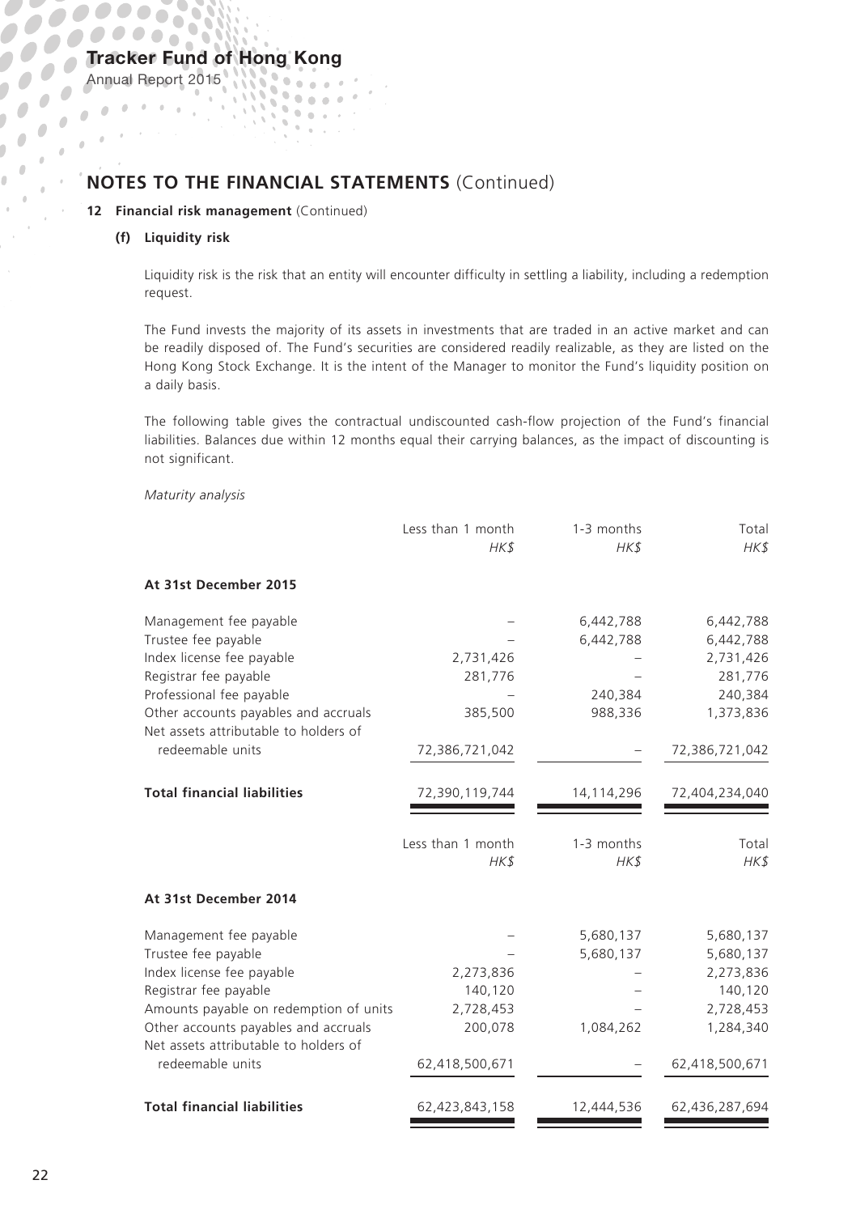# NOTES TO THE FINANCIAL STATEMENTS (Continued)

## 12 Financial risk management (Continued)

### (f) Liquidity risk

Liquidity risk is the risk that an entity will encounter difficulty in settling a liability, including a redemption request.

The Fund invests the majority of its assets in investments that are traded in an active market and can be readily disposed of. The Fund's securities are considered readily realizable, as they are listed on the Hong Kong Stock Exchange. It is the intent of the Manager to monitor the Fund's liquidity position on a daily basis.

The following table gives the contractual undiscounted cash-flow projection of the Fund's financial liabilities. Balances due within 12 months equal their carrying balances, as the impact of discounting is not significant.

*Maturity analysis*

| | Less than 1 month *HK$* | 1-3 months *HK$* | Total *HK$* |
|---|---|---|---|
| **At 31st December 2015** | | | |
| Management fee payable | – | 6,442,788 | 6,442,788 |
| Trustee fee payable | – | 6,442,788 | 6,442,788 |
| Index license fee payable | 2,731,426 | – | 2,731,426 |
| Registrar fee payable | 281,776 | – | 281,776 |
| Professional fee payable | – | 240,384 | 240,384 |
| Other accounts payables and accruals | 385,500 | 988,336 | 1,373,836 |
| Net assets attributable to holders of redeemable units | 72,386,721,042 | – | 72,386,721,042 |
| **Total financial liabilities** | 72,390,119,744 | 14,114,296 | 72,404,234,040 |

| | Less than 1 month *HK$* | 1-3 months *HK$* | Total *HK$* |
|---|---|---|---|
| **At 31st December 2014** | | | |
| Management fee payable | – | 5,680,137 | 5,680,137 |
| Trustee fee payable | – | 5,680,137 | 5,680,137 |
| Index license fee payable | 2,273,836 | – | 2,273,836 |
| Registrar fee payable | 140,120 | – | 140,120 |
| Amounts payable on redemption of units | 2,728,453 | – | 2,728,453 |
| Other accounts payables and accruals | 200,078 | 1,084,262 | 1,284,340 |
| Net assets attributable to holders of redeemable units | 62,418,500,671 | – | 62,418,500,671 |
| **Total financial liabilities** | 62,423,843,158 | 12,444,536 | 62,436,287,694 |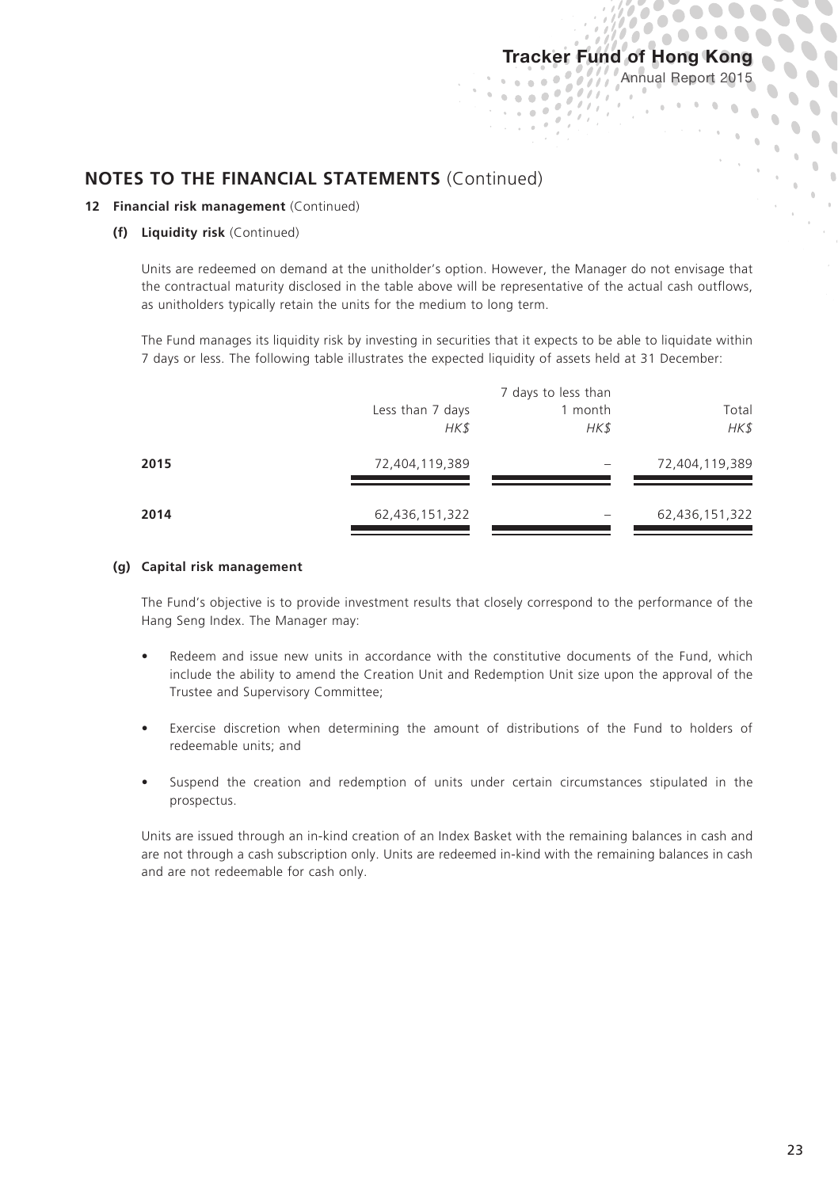## NOTES TO THE FINANCIAL STATEMENTS (Continued)

### 12 Financial risk management (Continued)

#### (f) Liquidity risk (Continued)

Units are redeemed on demand at the unitholder's option. However, the Manager do not envisage that the contractual maturity disclosed in the table above will be representative of the actual cash outflows, as unitholders typically retain the units for the medium to long term.

The Fund manages its liquidity risk by investing in securities that it expects to be able to liquidate within 7 days or less. The following table illustrates the expected liquidity of assets held at 31 December:

| | Less than 7 days<br>*HK$* | 7 days to less than 1 month<br>*HK$* | Total<br>*HK$* |
|---|---|---|---|
| **2015** | 72,404,119,389 | – | 72,404,119,389 |
| **2014** | 62,436,151,322 | – | 62,436,151,322 |

#### (g) Capital risk management

The Fund's objective is to provide investment results that closely correspond to the performance of the Hang Seng Index. The Manager may:

- Redeem and issue new units in accordance with the constitutive documents of the Fund, which include the ability to amend the Creation Unit and Redemption Unit size upon the approval of the Trustee and Supervisory Committee;
- Exercise discretion when determining the amount of distributions of the Fund to holders of redeemable units; and
- Suspend the creation and redemption of units under certain circumstances stipulated in the prospectus.

Units are issued through an in-kind creation of an Index Basket with the remaining balances in cash and are not through a cash subscription only. Units are redeemed in-kind with the remaining balances in cash and are not redeemable for cash only.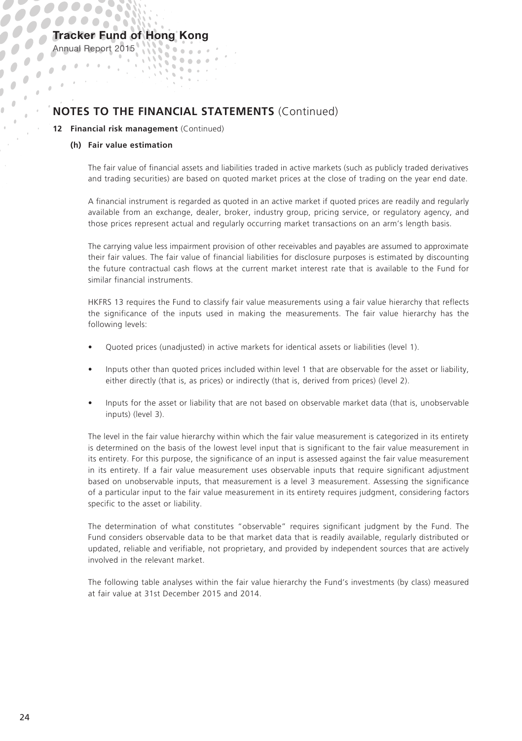## NOTES TO THE FINANCIAL STATEMENTS (Continued)

### 12 Financial risk management (Continued)

#### (h) Fair value estimation

The fair value of financial assets and liabilities traded in active markets (such as publicly traded derivatives and trading securities) are based on quoted market prices at the close of trading on the year end date.

A financial instrument is regarded as quoted in an active market if quoted prices are readily and regularly available from an exchange, dealer, broker, industry group, pricing service, or regulatory agency, and those prices represent actual and regularly occurring market transactions on an arm's length basis.

The carrying value less impairment provision of other receivables and payables are assumed to approximate their fair values. The fair value of financial liabilities for disclosure purposes is estimated by discounting the future contractual cash flows at the current market interest rate that is available to the Fund for similar financial instruments.

HKFRS 13 requires the Fund to classify fair value measurements using a fair value hierarchy that reflects the significance of the inputs used in making the measurements. The fair value hierarchy has the following levels:

- Quoted prices (unadjusted) in active markets for identical assets or liabilities (level 1).
- Inputs other than quoted prices included within level 1 that are observable for the asset or liability, either directly (that is, as prices) or indirectly (that is, derived from prices) (level 2).
- Inputs for the asset or liability that are not based on observable market data (that is, unobservable inputs) (level 3).

The level in the fair value hierarchy within which the fair value measurement is categorized in its entirety is determined on the basis of the lowest level input that is significant to the fair value measurement in its entirety. For this purpose, the significance of an input is assessed against the fair value measurement in its entirety. If a fair value measurement uses observable inputs that require significant adjustment based on unobservable inputs, that measurement is a level 3 measurement. Assessing the significance of a particular input to the fair value measurement in its entirety requires judgment, considering factors specific to the asset or liability.

The determination of what constitutes "observable" requires significant judgment by the Fund. The Fund considers observable data to be that market data that is readily available, regularly distributed or updated, reliable and verifiable, not proprietary, and provided by independent sources that are actively involved in the relevant market.

The following table analyses within the fair value hierarchy the Fund's investments (by class) measured at fair value at 31st December 2015 and 2014.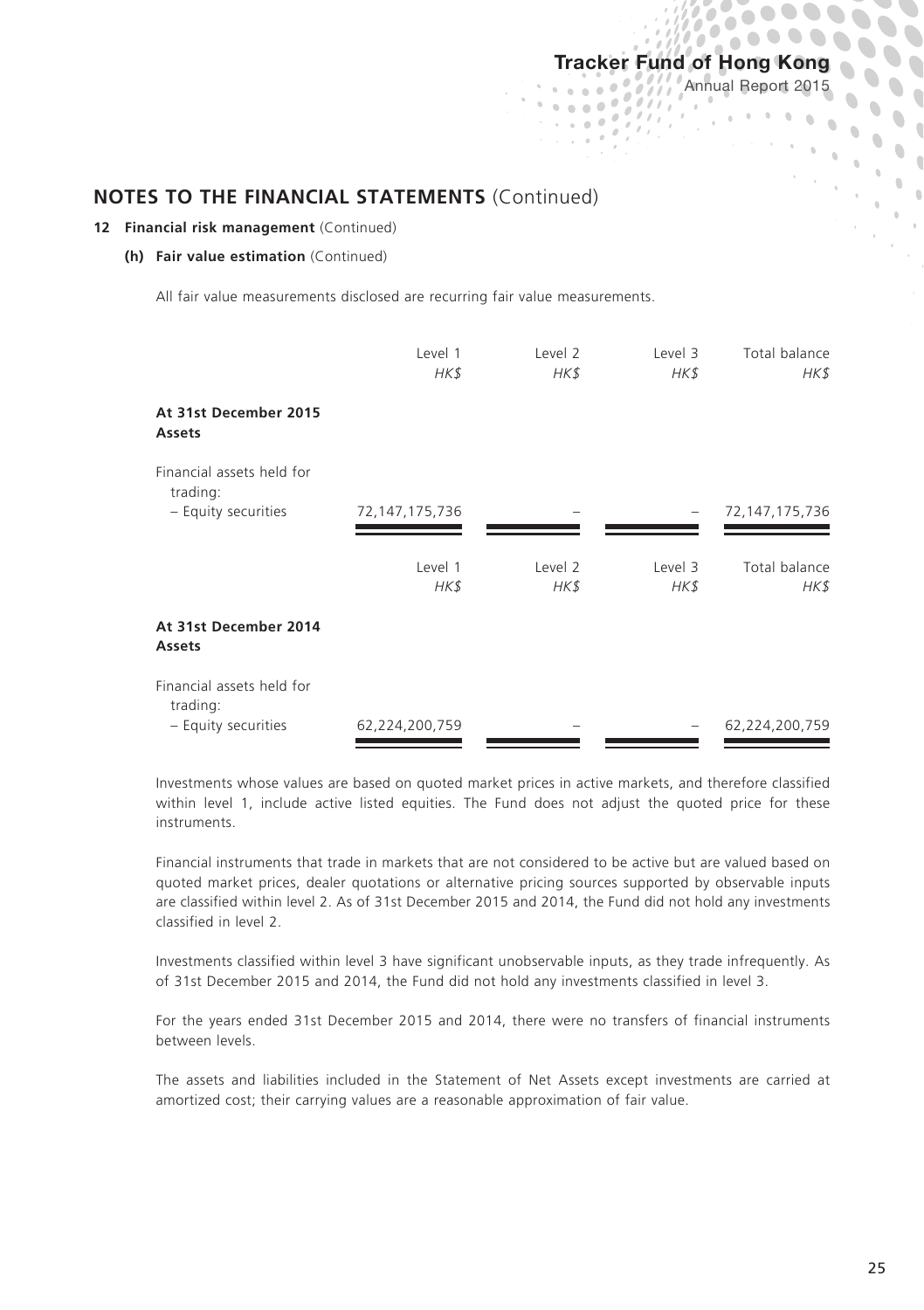## NOTES TO THE FINANCIAL STATEMENTS (Continued)

### 12 Financial risk management (Continued)

#### (h) Fair value estimation (Continued)

All fair value measurements disclosed are recurring fair value measurements.

| | Level 1<br>*HK$* | Level 2<br>*HK$* | Level 3<br>*HK$* | Total balance<br>*HK$* |
|---|---|---|---|---|
| **At 31st December 2015** | | | | |
| **Assets** | | | | |
| Financial assets held for trading: | | | | |
| – Equity securities | 72,147,175,736 | – | – | 72,147,175,736 |

| | Level 1<br>*HK$* | Level 2<br>*HK$* | Level 3<br>*HK$* | Total balance<br>*HK$* |
|---|---|---|---|---|
| **At 31st December 2014** | | | | |
| **Assets** | | | | |
| Financial assets held for trading: | | | | |
| – Equity securities | 62,224,200,759 | – | – | 62,224,200,759 |

Investments whose values are based on quoted market prices in active markets, and therefore classified within level 1, include active listed equities. The Fund does not adjust the quoted price for these instruments.

Financial instruments that trade in markets that are not considered to be active but are valued based on quoted market prices, dealer quotations or alternative pricing sources supported by observable inputs are classified within level 2. As of 31st December 2015 and 2014, the Fund did not hold any investments classified in level 2.

Investments classified within level 3 have significant unobservable inputs, as they trade infrequently. As of 31st December 2015 and 2014, the Fund did not hold any investments classified in level 3.

For the years ended 31st December 2015 and 2014, there were no transfers of financial instruments between levels.

The assets and liabilities included in the Statement of Net Assets except investments are carried at amortized cost; their carrying values are a reasonable approximation of fair value.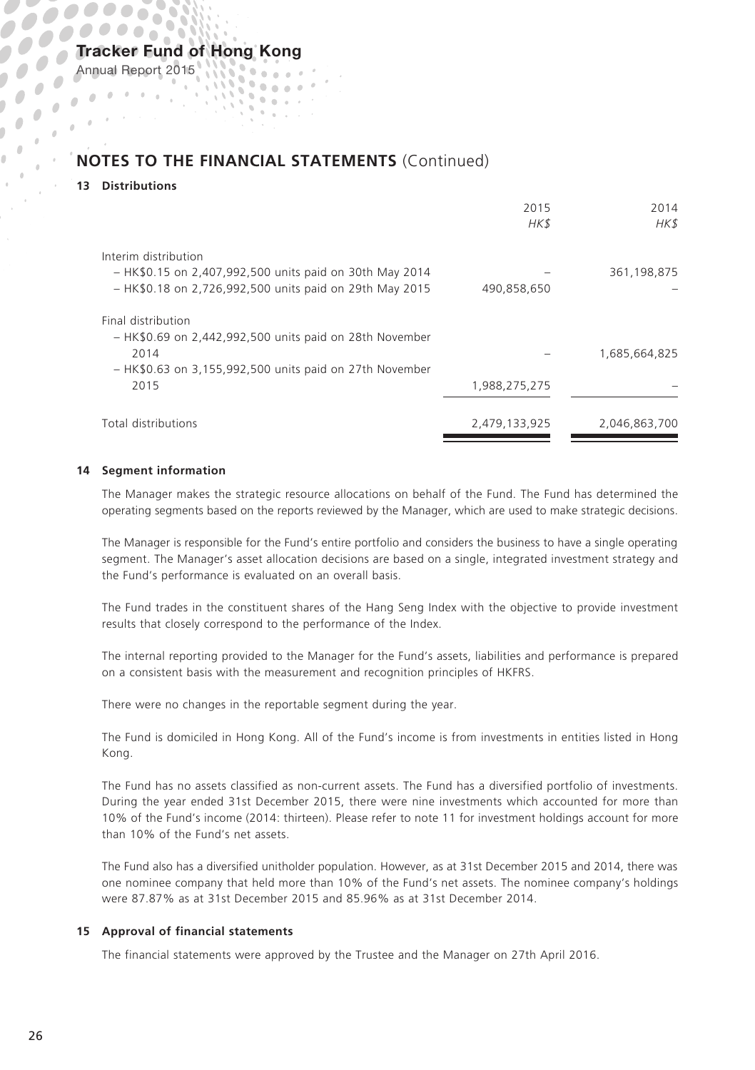# NOTES TO THE FINANCIAL STATEMENTS (Continued)

## 13 Distributions

| | 2015 HK$ | 2014 HK$ |
|---|---|---|
| Interim distribution | | |
| – HK$0.15 on 2,407,992,500 units paid on 30th May 2014 | – | 361,198,875 |
| – HK$0.18 on 2,726,992,500 units paid on 29th May 2015 | 490,858,650 | – |
| Final distribution | | |
| – HK$0.69 on 2,442,992,500 units paid on 28th November 2014 | – | 1,685,664,825 |
| – HK$0.63 on 3,155,992,500 units paid on 27th November 2015 | 1,988,275,275 | – |
| Total distributions | 2,479,133,925 | 2,046,863,700 |

## 14 Segment information

The Manager makes the strategic resource allocations on behalf of the Fund. The Fund has determined the operating segments based on the reports reviewed by the Manager, which are used to make strategic decisions.

The Manager is responsible for the Fund's entire portfolio and considers the business to have a single operating segment. The Manager's asset allocation decisions are based on a single, integrated investment strategy and the Fund's performance is evaluated on an overall basis.

The Fund trades in the constituent shares of the Hang Seng Index with the objective to provide investment results that closely correspond to the performance of the Index.

The internal reporting provided to the Manager for the Fund's assets, liabilities and performance is prepared on a consistent basis with the measurement and recognition principles of HKFRS.

There were no changes in the reportable segment during the year.

The Fund is domiciled in Hong Kong. All of the Fund's income is from investments in entities listed in Hong Kong.

The Fund has no assets classified as non-current assets. The Fund has a diversified portfolio of investments. During the year ended 31st December 2015, there were nine investments which accounted for more than 10% of the Fund's income (2014: thirteen). Please refer to note 11 for investment holdings account for more than 10% of the Fund's net assets.

The Fund also has a diversified unitholder population. However, as at 31st December 2015 and 2014, there was one nominee company that held more than 10% of the Fund's net assets. The nominee company's holdings were 87.87% as at 31st December 2015 and 85.96% as at 31st December 2014.

## 15 Approval of financial statements

The financial statements were approved by the Trustee and the Manager on 27th April 2016.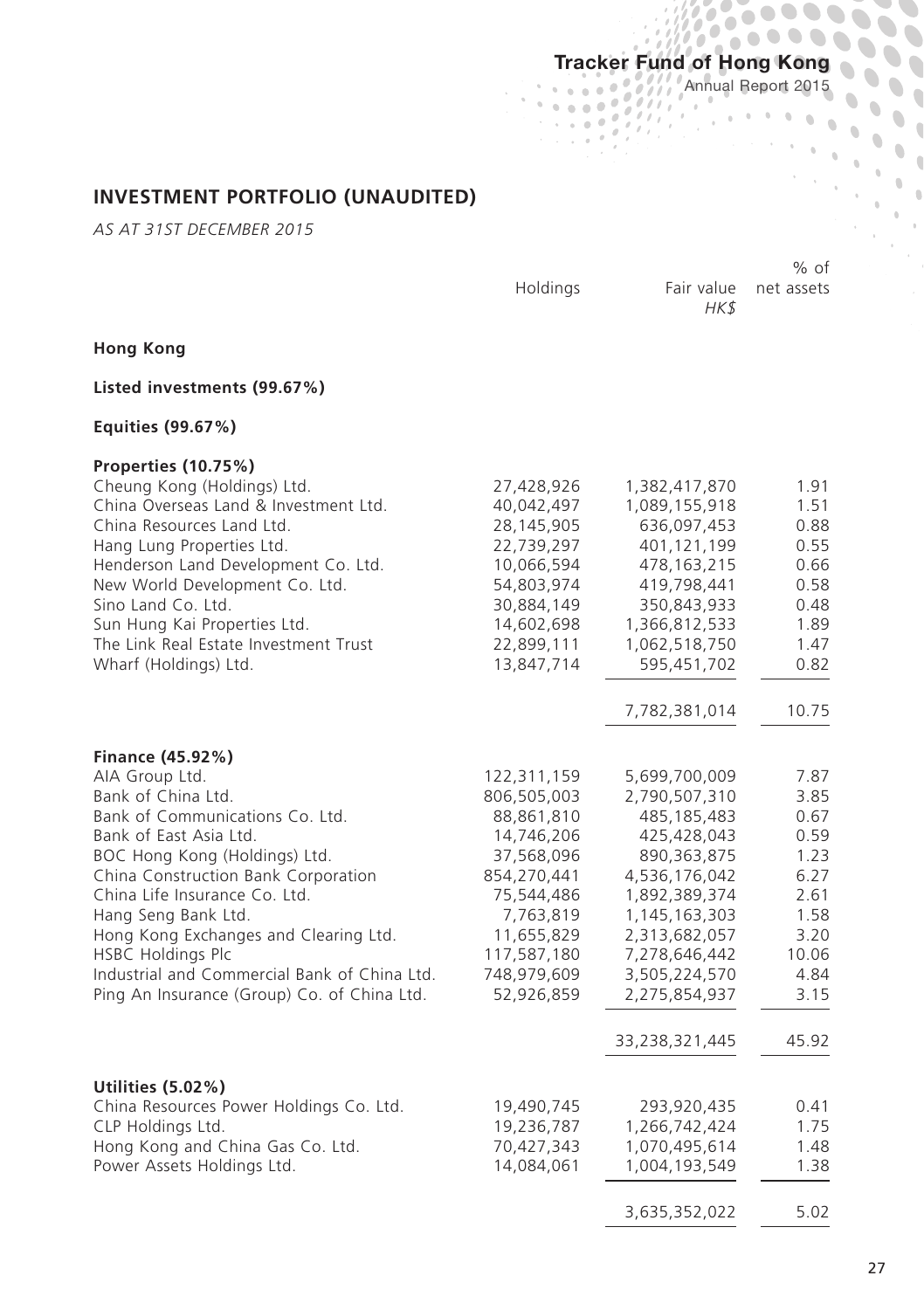## INVESTMENT PORTFOLIO (UNAUDITED)

*AS AT 31ST DECEMBER 2015*

| | Holdings | Fair value *HK$* | % of net assets |
|---|---|---|---|
| **Hong Kong** | | | |
| **Listed investments (99.67%)** | | | |
| **Equities (99.67%)** | | | |
| **Properties (10.75%)** | | | |
| Cheung Kong (Holdings) Ltd. | 27,428,926 | 1,382,417,870 | 1.91 |
| China Overseas Land & Investment Ltd. | 40,042,497 | 1,089,155,918 | 1.51 |
| China Resources Land Ltd. | 28,145,905 | 636,097,453 | 0.88 |
| Hang Lung Properties Ltd. | 22,739,297 | 401,121,199 | 0.55 |
| Henderson Land Development Co. Ltd. | 10,066,594 | 478,163,215 | 0.66 |
| New World Development Co. Ltd. | 54,803,974 | 419,798,441 | 0.58 |
| Sino Land Co. Ltd. | 30,884,149 | 350,843,933 | 0.48 |
| Sun Hung Kai Properties Ltd. | 14,602,698 | 1,366,812,533 | 1.89 |
| The Link Real Estate Investment Trust | 22,899,111 | 1,062,518,750 | 1.47 |
| Wharf (Holdings) Ltd. | 13,847,714 | 595,451,702 | 0.82 |
| | | 7,782,381,014 | 10.75 |
| **Finance (45.92%)** | | | |
| AIA Group Ltd. | 122,311,159 | 5,699,700,009 | 7.87 |
| Bank of China Ltd. | 806,505,003 | 2,790,507,310 | 3.85 |
| Bank of Communications Co. Ltd. | 88,861,810 | 485,185,483 | 0.67 |
| Bank of East Asia Ltd. | 14,746,206 | 425,428,043 | 0.59 |
| BOC Hong Kong (Holdings) Ltd. | 37,568,096 | 890,363,875 | 1.23 |
| China Construction Bank Corporation | 854,270,441 | 4,536,176,042 | 6.27 |
| China Life Insurance Co. Ltd. | 75,544,486 | 1,892,389,374 | 2.61 |
| Hang Seng Bank Ltd. | 7,763,819 | 1,145,163,303 | 1.58 |
| Hong Kong Exchanges and Clearing Ltd. | 11,655,829 | 2,313,682,057 | 3.20 |
| HSBC Holdings Plc | 117,587,180 | 7,278,646,442 | 10.06 |
| Industrial and Commercial Bank of China Ltd. | 748,979,609 | 3,505,224,570 | 4.84 |
| Ping An Insurance (Group) Co. of China Ltd. | 52,926,859 | 2,275,854,937 | 3.15 |
| | | 33,238,321,445 | 45.92 |
| **Utilities (5.02%)** | | | |
| China Resources Power Holdings Co. Ltd. | 19,490,745 | 293,920,435 | 0.41 |
| CLP Holdings Ltd. | 19,236,787 | 1,266,742,424 | 1.75 |
| Hong Kong and China Gas Co. Ltd. | 70,427,343 | 1,070,495,614 | 1.48 |
| Power Assets Holdings Ltd. | 14,084,061 | 1,004,193,549 | 1.38 |
| | | 3,635,352,022 | 5.02 |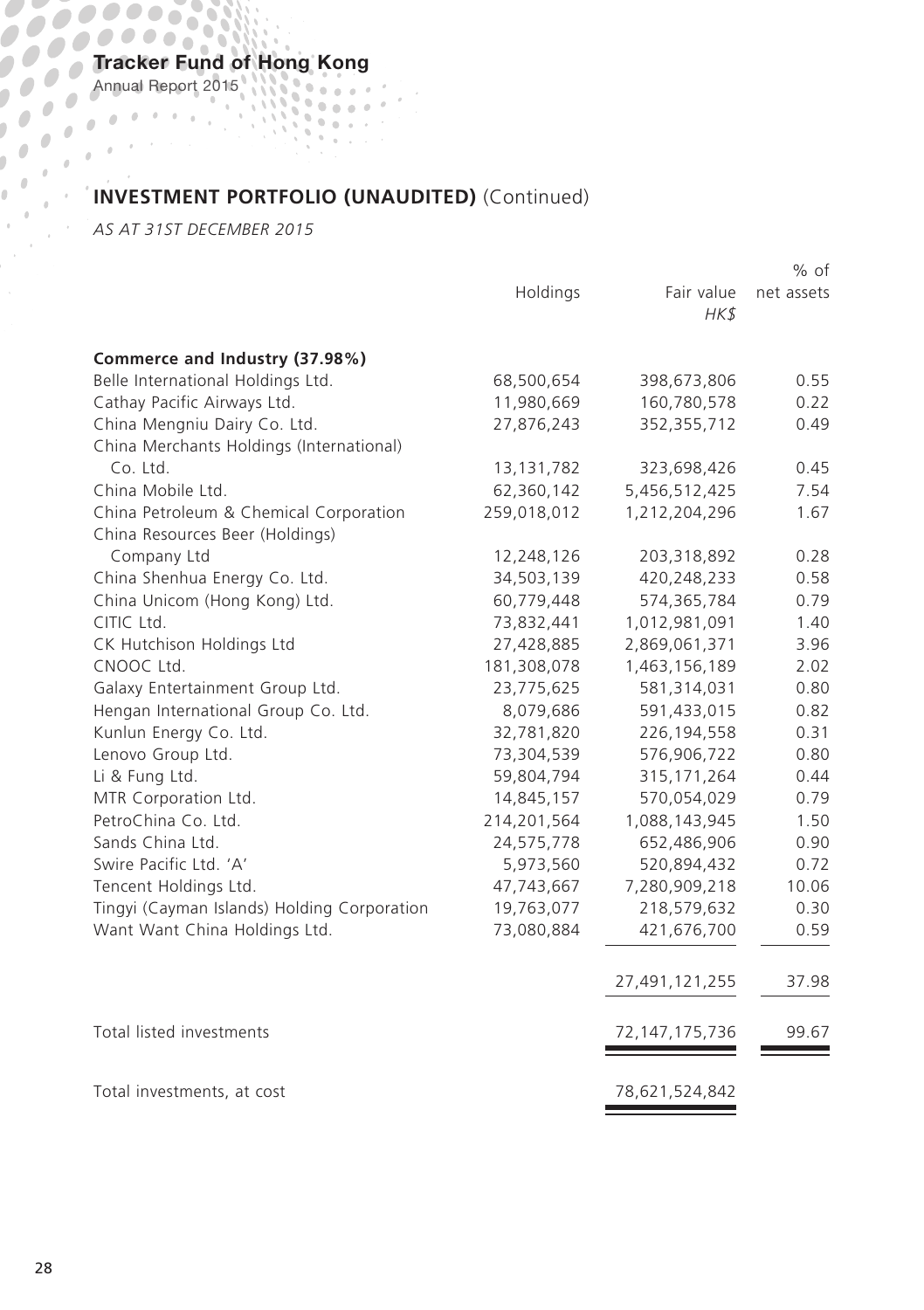## INVESTMENT PORTFOLIO (UNAUDITED) (Continued)

*AS AT 31ST DECEMBER 2015*

| | Holdings | Fair value *HK$* | % of net assets |
|---|---|---|---|
| **Commerce and Industry (37.98%)** | | | |
| Belle International Holdings Ltd. | 68,500,654 | 398,673,806 | 0.55 |
| Cathay Pacific Airways Ltd. | 11,980,669 | 160,780,578 | 0.22 |
| China Mengniu Dairy Co. Ltd. | 27,876,243 | 352,355,712 | 0.49 |
| China Merchants Holdings (International) Co. Ltd. | 13,131,782 | 323,698,426 | 0.45 |
| China Mobile Ltd. | 62,360,142 | 5,456,512,425 | 7.54 |
| China Petroleum & Chemical Corporation | 259,018,012 | 1,212,204,296 | 1.67 |
| China Resources Beer (Holdings) Company Ltd | 12,248,126 | 203,318,892 | 0.28 |
| China Shenhua Energy Co. Ltd. | 34,503,139 | 420,248,233 | 0.58 |
| China Unicom (Hong Kong) Ltd. | 60,779,448 | 574,365,784 | 0.79 |
| CITIC Ltd. | 73,832,441 | 1,012,981,091 | 1.40 |
| CK Hutchison Holdings Ltd | 27,428,885 | 2,869,061,371 | 3.96 |
| CNOOC Ltd. | 181,308,078 | 1,463,156,189 | 2.02 |
| Galaxy Entertainment Group Ltd. | 23,775,625 | 581,314,031 | 0.80 |
| Hengan International Group Co. Ltd. | 8,079,686 | 591,433,015 | 0.82 |
| Kunlun Energy Co. Ltd. | 32,781,820 | 226,194,558 | 0.31 |
| Lenovo Group Ltd. | 73,304,539 | 576,906,722 | 0.80 |
| Li & Fung Ltd. | 59,804,794 | 315,171,264 | 0.44 |
| MTR Corporation Ltd. | 14,845,157 | 570,054,029 | 0.79 |
| PetroChina Co. Ltd. | 214,201,564 | 1,088,143,945 | 1.50 |
| Sands China Ltd. | 24,575,778 | 652,486,906 | 0.90 |
| Swire Pacific Ltd. 'A' | 5,973,560 | 520,894,432 | 0.72 |
| Tencent Holdings Ltd. | 47,743,667 | 7,280,909,218 | 10.06 |
| Tingyi (Cayman Islands) Holding Corporation | 19,763,077 | 218,579,632 | 0.30 |
| Want Want China Holdings Ltd. | 73,080,884 | 421,676,700 | 0.59 |
| | | 27,491,121,255 | 37.98 |
| Total listed investments | | 72,147,175,736 | 99.67 |
| Total investments, at cost | | 78,621,524,842 | |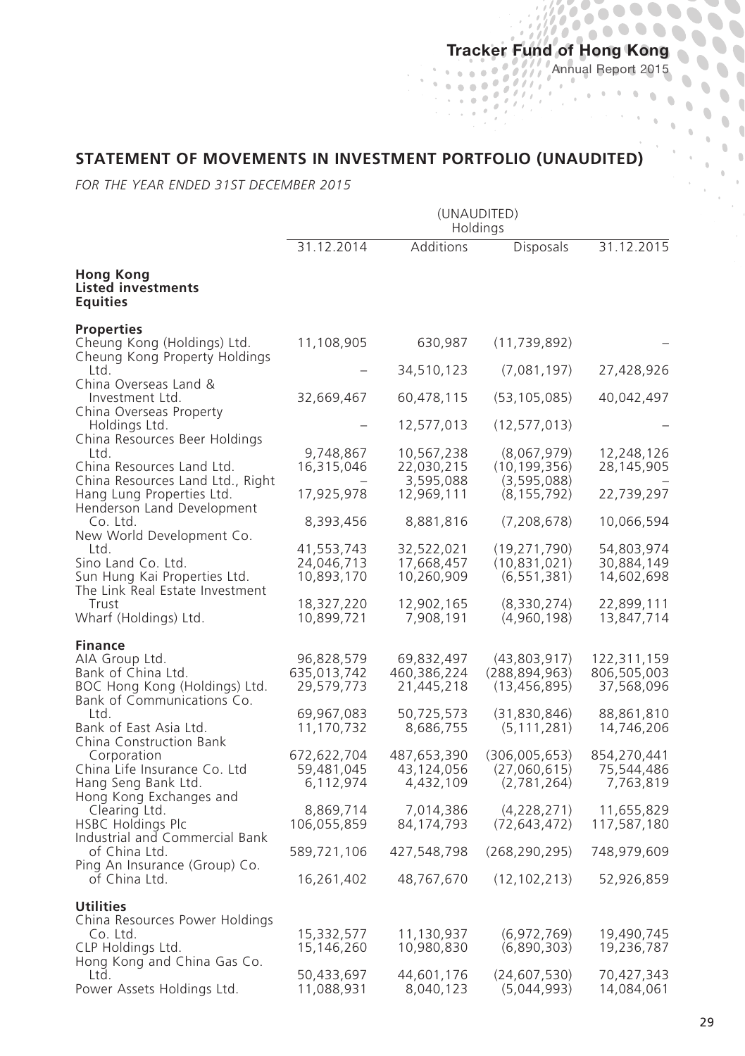## STATEMENT OF MOVEMENTS IN INVESTMENT PORTFOLIO (UNAUDITED)

*FOR THE YEAR ENDED 31ST DECEMBER 2015*

| | (UNAUDITED) Holdings | | | |
|---|---|---|---|---|
| | 31.12.2014 | Additions | Disposals | 31.12.2015 |
| **Hong Kong Listed investments Equities** | | | | |
| **Properties** | | | | |
| Cheung Kong (Holdings) Ltd. | 11,108,905 | 630,987 | (11,739,892) | – |
| Cheung Kong Property Holdings Ltd. | – | 34,510,123 | (7,081,197) | 27,428,926 |
| China Overseas Land & Investment Ltd. | 32,669,467 | 60,478,115 | (53,105,085) | 40,042,497 |
| China Overseas Property Holdings Ltd. | – | 12,577,013 | (12,577,013) | – |
| China Resources Beer Holdings Ltd. | 9,748,867 | 10,567,238 | (8,067,979) | 12,248,126 |
| China Resources Land Ltd. | 16,315,046 | 22,030,215 | (10,199,356) | 28,145,905 |
| China Resources Land Ltd., Right | – | 3,595,088 | (3,595,088) | – |
| Hang Lung Properties Ltd. | 17,925,978 | 12,969,111 | (8,155,792) | 22,739,297 |
| Henderson Land Development Co. Ltd. | 8,393,456 | 8,881,816 | (7,208,678) | 10,066,594 |
| New World Development Co. Ltd. | 41,553,743 | 32,522,021 | (19,271,790) | 54,803,974 |
| Sino Land Co. Ltd. | 24,046,713 | 17,668,457 | (10,831,021) | 30,884,149 |
| Sun Hung Kai Properties Ltd. | 10,893,170 | 10,260,909 | (6,551,381) | 14,602,698 |
| The Link Real Estate Investment Trust | 18,327,220 | 12,902,165 | (8,330,274) | 22,899,111 |
| Wharf (Holdings) Ltd. | 10,899,721 | 7,908,191 | (4,960,198) | 13,847,714 |
| **Finance** | | | | |
| AIA Group Ltd. | 96,828,579 | 69,832,497 | (43,803,917) | 122,311,159 |
| Bank of China Ltd. | 635,013,742 | 460,386,224 | (288,894,963) | 806,505,003 |
| BOC Hong Kong (Holdings) Ltd. | 29,579,773 | 21,445,218 | (13,456,895) | 37,568,096 |
| Bank of Communications Co. Ltd. | 69,967,083 | 50,725,573 | (31,830,846) | 88,861,810 |
| Bank of East Asia Ltd. | 11,170,732 | 8,686,755 | (5,111,281) | 14,746,206 |
| China Construction Bank Corporation | 672,622,704 | 487,653,390 | (306,005,653) | 854,270,441 |
| China Life Insurance Co. Ltd | 59,481,045 | 43,124,056 | (27,060,615) | 75,544,486 |
| Hang Seng Bank Ltd. | 6,112,974 | 4,432,109 | (2,781,264) | 7,763,819 |
| Hong Kong Exchanges and Clearing Ltd. | 8,869,714 | 7,014,386 | (4,228,271) | 11,655,829 |
| HSBC Holdings Plc | 106,055,859 | 84,174,793 | (72,643,472) | 117,587,180 |
| Industrial and Commercial Bank of China Ltd. | 589,721,106 | 427,548,798 | (268,290,295) | 748,979,609 |
| Ping An Insurance (Group) Co. of China Ltd. | 16,261,402 | 48,767,670 | (12,102,213) | 52,926,859 |
| **Utilities** | | | | |
| China Resources Power Holdings Co. Ltd. | 15,332,577 | 11,130,937 | (6,972,769) | 19,490,745 |
| CLP Holdings Ltd. | 15,146,260 | 10,980,830 | (6,890,303) | 19,236,787 |
| Hong Kong and China Gas Co. Ltd. | 50,433,697 | 44,601,176 | (24,607,530) | 70,427,343 |
| Power Assets Holdings Ltd. | 11,088,931 | 8,040,123 | (5,044,993) | 14,084,061 |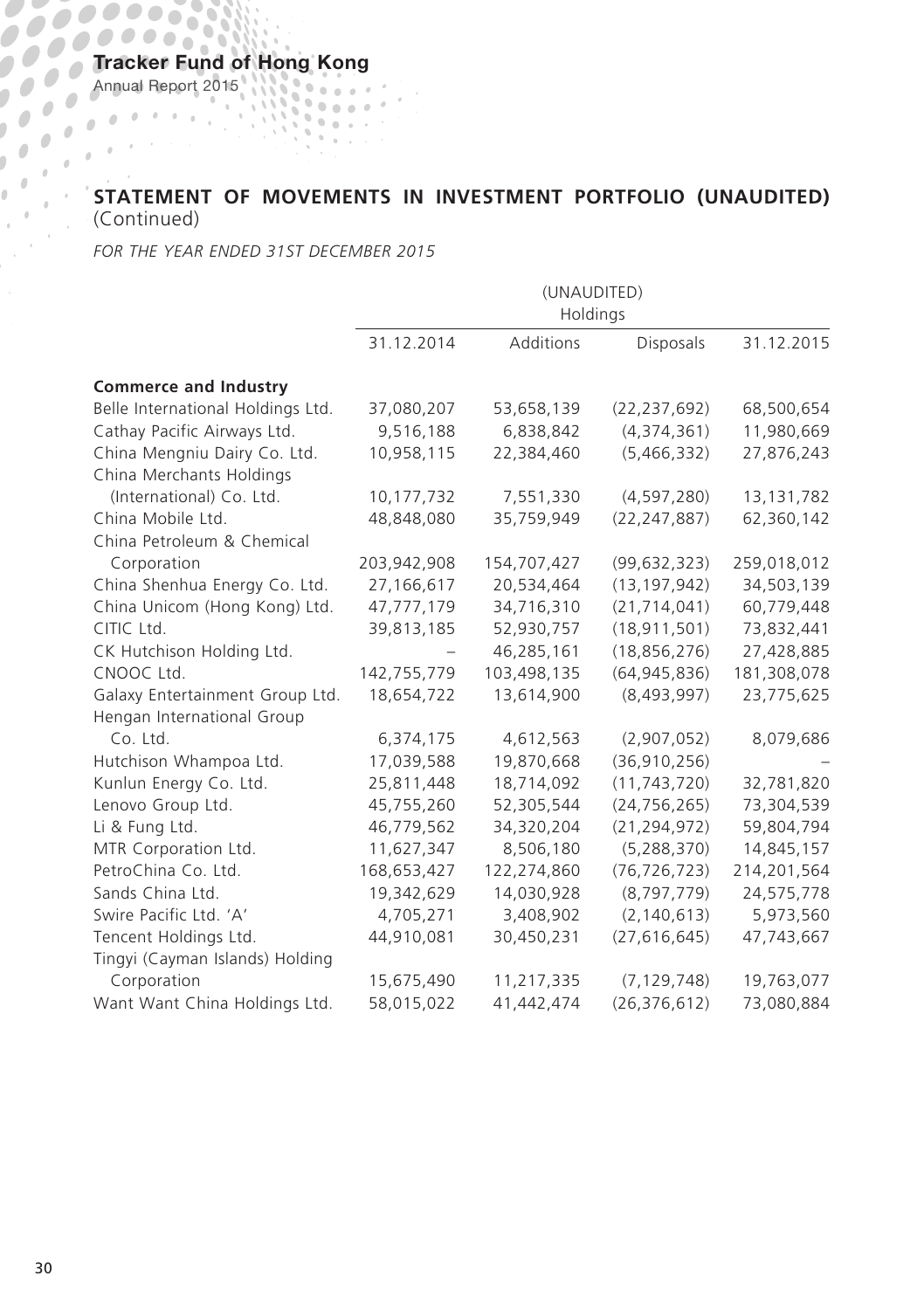## STATEMENT OF MOVEMENTS IN INVESTMENT PORTFOLIO (UNAUDITED) (Continued)

*FOR THE YEAR ENDED 31ST DECEMBER 2015*

| | (UNAUDITED) Holdings | | | |
|---|---|---|---|---|
| | 31.12.2014 | Additions | Disposals | 31.12.2015 |
| **Commerce and Industry** | | | | |
| Belle International Holdings Ltd. | 37,080,207 | 53,658,139 | (22,237,692) | 68,500,654 |
| Cathay Pacific Airways Ltd. | 9,516,188 | 6,838,842 | (4,374,361) | 11,980,669 |
| China Mengniu Dairy Co. Ltd. | 10,958,115 | 22,384,460 | (5,466,332) | 27,876,243 |
| China Merchants Holdings (International) Co. Ltd. | 10,177,732 | 7,551,330 | (4,597,280) | 13,131,782 |
| China Mobile Ltd. | 48,848,080 | 35,759,949 | (22,247,887) | 62,360,142 |
| China Petroleum & Chemical Corporation | 203,942,908 | 154,707,427 | (99,632,323) | 259,018,012 |
| China Shenhua Energy Co. Ltd. | 27,166,617 | 20,534,464 | (13,197,942) | 34,503,139 |
| China Unicom (Hong Kong) Ltd. | 47,777,179 | 34,716,310 | (21,714,041) | 60,779,448 |
| CITIC Ltd. | 39,813,185 | 52,930,757 | (18,911,501) | 73,832,441 |
| CK Hutchison Holding Ltd. | – | 46,285,161 | (18,856,276) | 27,428,885 |
| CNOOC Ltd. | 142,755,779 | 103,498,135 | (64,945,836) | 181,308,078 |
| Galaxy Entertainment Group Ltd. | 18,654,722 | 13,614,900 | (8,493,997) | 23,775,625 |
| Hengan International Group Co. Ltd. | 6,374,175 | 4,612,563 | (2,907,052) | 8,079,686 |
| Hutchison Whampoa Ltd. | 17,039,588 | 19,870,668 | (36,910,256) | – |
| Kunlun Energy Co. Ltd. | 25,811,448 | 18,714,092 | (11,743,720) | 32,781,820 |
| Lenovo Group Ltd. | 45,755,260 | 52,305,544 | (24,756,265) | 73,304,539 |
| Li & Fung Ltd. | 46,779,562 | 34,320,204 | (21,294,972) | 59,804,794 |
| MTR Corporation Ltd. | 11,627,347 | 8,506,180 | (5,288,370) | 14,845,157 |
| PetroChina Co. Ltd. | 168,653,427 | 122,274,860 | (76,726,723) | 214,201,564 |
| Sands China Ltd. | 19,342,629 | 14,030,928 | (8,797,779) | 24,575,778 |
| Swire Pacific Ltd. 'A' | 4,705,271 | 3,408,902 | (2,140,613) | 5,973,560 |
| Tencent Holdings Ltd. | 44,910,081 | 30,450,231 | (27,616,645) | 47,743,667 |
| Tingyi (Cayman Islands) Holding Corporation | 15,675,490 | 11,217,335 | (7,129,748) | 19,763,077 |
| Want Want China Holdings Ltd. | 58,015,022 | 41,442,474 | (26,376,612) | 73,080,884 |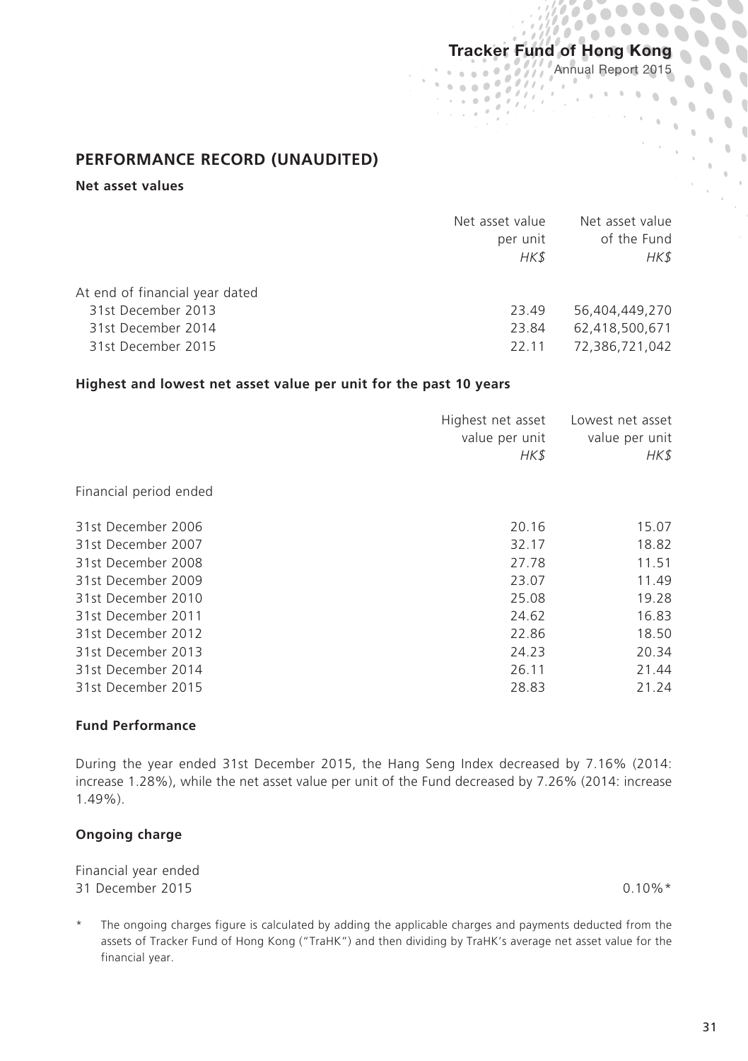## PERFORMANCE RECORD (UNAUDITED)

### Net asset values

| | Net asset value per unit *HK$* | Net asset value of the Fund *HK$* |
|---|---|---|
| At end of financial year dated | | |
| 31st December 2013 | 23.49 | 56,404,449,270 |
| 31st December 2014 | 23.84 | 62,418,500,671 |
| 31st December 2015 | 22.11 | 72,386,721,042 |

### Highest and lowest net asset value per unit for the past 10 years

| | Highest net asset value per unit *HK$* | Lowest net asset value per unit *HK$* |
|---|---|---|
| Financial period ended | | |
| 31st December 2006 | 20.16 | 15.07 |
| 31st December 2007 | 32.17 | 18.82 |
| 31st December 2008 | 27.78 | 11.51 |
| 31st December 2009 | 23.07 | 11.49 |
| 31st December 2010 | 25.08 | 19.28 |
| 31st December 2011 | 24.62 | 16.83 |
| 31st December 2012 | 22.86 | 18.50 |
| 31st December 2013 | 24.23 | 20.34 |
| 31st December 2014 | 26.11 | 21.44 |
| 31st December 2015 | 28.83 | 21.24 |

### Fund Performance

During the year ended 31st December 2015, the Hang Seng Index decreased by 7.16% (2014: increase 1.28%), while the net asset value per unit of the Fund decreased by 7.26% (2014: increase 1.49%).

### Ongoing charge

| | |
|---|---|
| Financial year ended 31 December 2015 | 0.10%* |

\* The ongoing charges figure is calculated by adding the applicable charges and payments deducted from the assets of Tracker Fund of Hong Kong ("TraHK") and then dividing by TraHK's average net asset value for the financial year.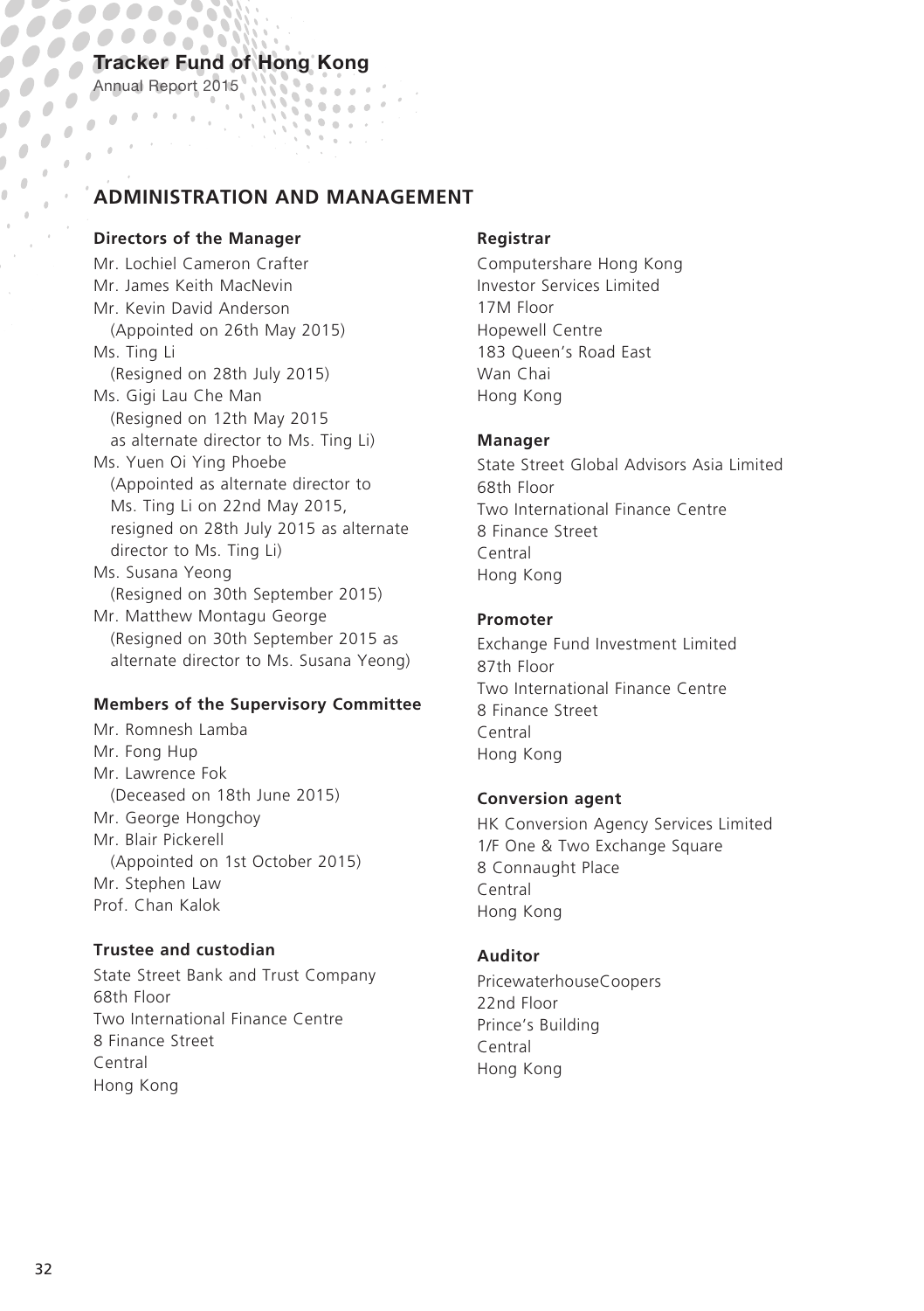## ADMINISTRATION AND MANAGEMENT

**Directors of the Manager**

Mr. Lochiel Cameron Crafter
Mr. James Keith MacNevin
Mr. Kevin David Anderson
(Appointed on 26th May 2015)
Ms. Ting Li
(Resigned on 28th July 2015)
Ms. Gigi Lau Che Man
(Resigned on 12th May 2015 as alternate director to Ms. Ting Li)
Ms. Yuen Oi Ying Phoebe
(Appointed as alternate director to Ms. Ting Li on 22nd May 2015, resigned on 28th July 2015 as alternate director to Ms. Ting Li)
Ms. Susana Yeong
(Resigned on 30th September 2015)
Mr. Matthew Montagu George
(Resigned on 30th September 2015 as alternate director to Ms. Susana Yeong)

**Members of the Supervisory Committee**

Mr. Romnesh Lamba
Mr. Fong Hup
Mr. Lawrence Fok
(Deceased on 18th June 2015)
Mr. George Hongchoy
Mr. Blair Pickerell
(Appointed on 1st October 2015)
Mr. Stephen Law
Prof. Chan Kalok

**Trustee and custodian**

State Street Bank and Trust Company
68th Floor
Two International Finance Centre
8 Finance Street
Central
Hong Kong

**Registrar**

Computershare Hong Kong
Investor Services Limited
17M Floor
Hopewell Centre
183 Queen's Road East
Wan Chai
Hong Kong

**Manager**

State Street Global Advisors Asia Limited
68th Floor
Two International Finance Centre
8 Finance Street
Central
Hong Kong

**Promoter**

Exchange Fund Investment Limited
87th Floor
Two International Finance Centre
8 Finance Street
Central
Hong Kong

**Conversion agent**

HK Conversion Agency Services Limited
1/F One & Two Exchange Square
8 Connaught Place
Central
Hong Kong

**Auditor**

PricewaterhouseCoopers
22nd Floor
Prince's Building
Central
Hong Kong